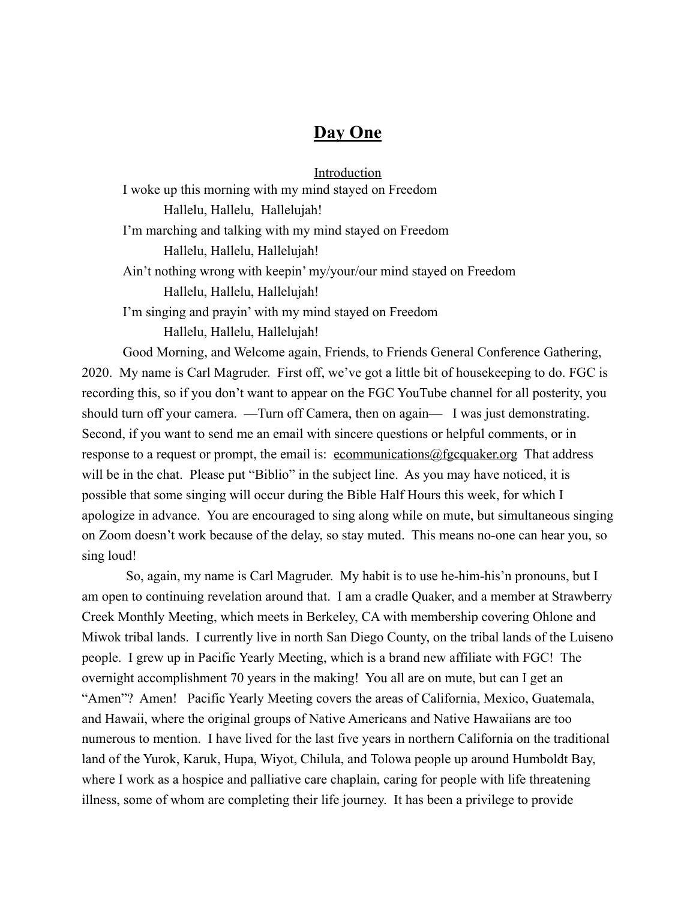# **Day One**

Introduction

I woke up this morning with my mind stayed on Freedom

Hallelu, Hallelu, Hallelujah!

I'm marching and talking with my mind stayed on Freedom

Hallelu, Hallelu, Hallelujah!

Ain't nothing wrong with keepin' my/your/our mind stayed on Freedom

Hallelu, Hallelu, Hallelujah!

I'm singing and prayin' with my mind stayed on Freedom

Hallelu, Hallelu, Hallelujah!

Good Morning, and Welcome again, Friends, to Friends General Conference Gathering, 2020. My name is Carl Magruder. First off, we've got a little bit of housekeeping to do. FGC is recording this, so if you don't want to appear on the FGC YouTube channel for all posterity, you should turn off your camera. —Turn off Camera, then on again— I was just demonstrating. Second, if you want to send me an email with sincere questions or helpful comments, or in response to a request or prompt, the email is: ecommunications@fgcquaker.org That address will be in the chat. Please put "Biblio" in the subject line. As you may have noticed, it is possible that some singing will occur during the Bible Half Hours this week, for which I apologize in advance. You are encouraged to sing along while on mute, but simultaneous singing on Zoom doesn't work because of the delay, so stay muted. This means no-one can hear you, so sing loud!

So, again, my name is Carl Magruder. My habit is to use he-him-his'n pronouns, but I am open to continuing revelation around that. I am a cradle Quaker, and a member at Strawberry Creek Monthly Meeting, which meets in Berkeley, CA with membership covering Ohlone and Miwok tribal lands. I currently live in north San Diego County, on the tribal lands of the Luiseno people. I grew up in Pacific Yearly Meeting, which is a brand new affiliate with FGC! The overnight accomplishment 70 years in the making! You all are on mute, but can I get an "Amen"? Amen! Pacific Yearly Meeting covers the areas of California, Mexico, Guatemala, and Hawaii, where the original groups of Native Americans and Native Hawaiians are too numerous to mention. I have lived for the last five years in northern California on the traditional land of the Yurok, Karuk, Hupa, Wiyot, Chilula, and Tolowa people up around Humboldt Bay, where I work as a hospice and palliative care chaplain, caring for people with life threatening illness, some of whom are completing their life journey. It has been a privilege to provide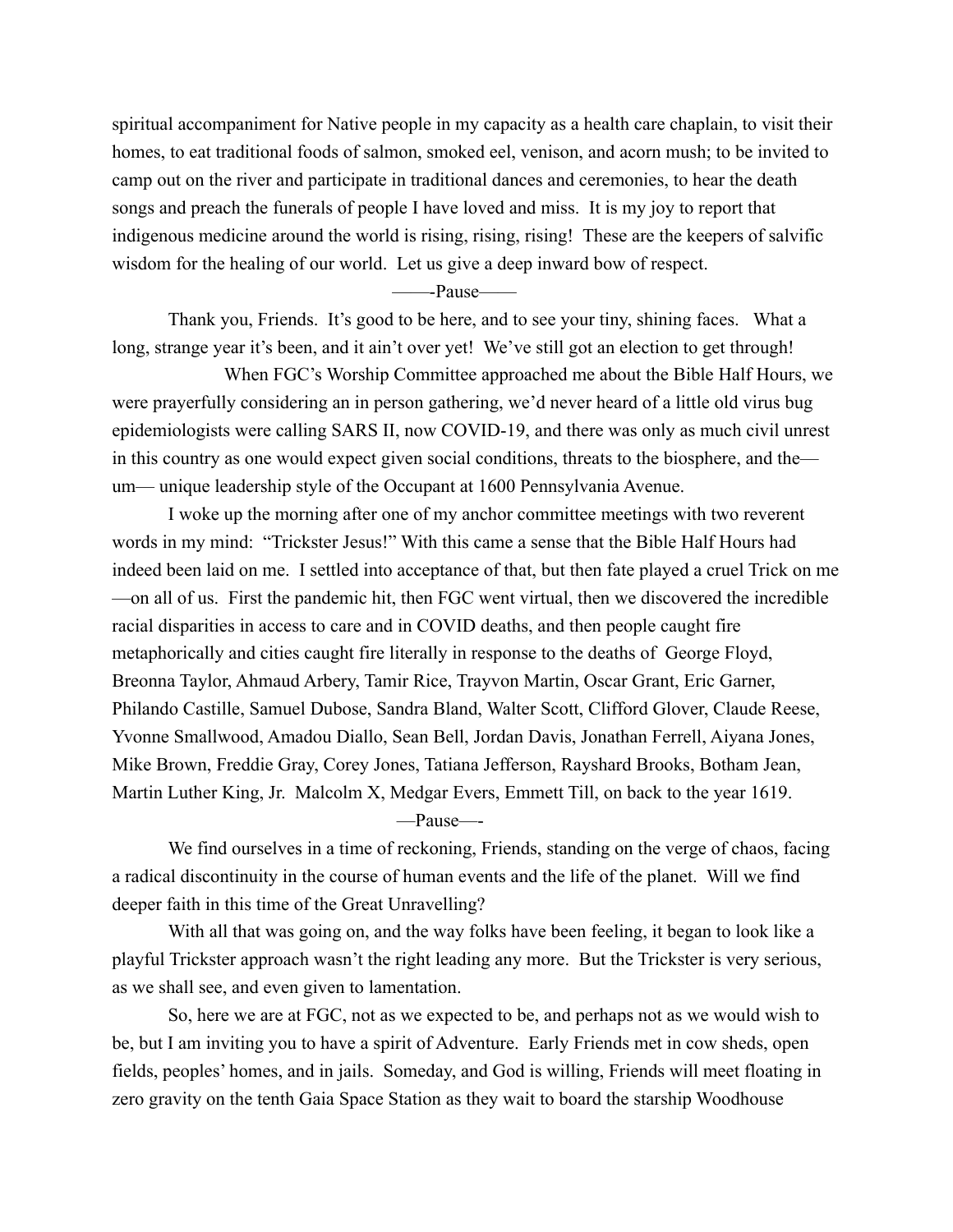spiritual accompaniment for Native people in my capacity as a health care chaplain, to visit their homes, to eat traditional foods of salmon, smoked eel, venison, and acorn mush; to be invited to camp out on the river and participate in traditional dances and ceremonies, to hear the death songs and preach the funerals of people I have loved and miss. It is my joy to report that indigenous medicine around the world is rising, rising, rising! These are the keepers of salvific wisdom for the healing of our world. Let us give a deep inward bow of respect.

——-Pause——

Thank you, Friends. It's good to be here, and to see your tiny, shining faces. What a long, strange year it's been, and it ain't over yet! We've still got an election to get through!

When FGC's Worship Committee approached me about the Bible Half Hours, we were prayerfully considering an in person gathering, we'd never heard of a little old virus bug epidemiologists were calling SARS II, now COVID-19, and there was only as much civil unrest in this country as one would expect given social conditions, threats to the biosphere, and the—um— unique leadership style of the Occupant at 1600 Pennsylvania Avenue.

I woke up the morning after one of my anchor committee meetings with two reverent words in my mind: "Trickster Jesus!" With this came a sense that the Bible Half Hours had indeed been laid on me. I settled into acceptance of that, but then fate played a cruel Trick on me —on all of us. First the pandemic hit, then FGC went virtual, then we discovered the incredible racial disparities in access to care and in COVID deaths, and then people caught fire metaphorically and cities caught fire literally in response to the deaths of George Floyd, Breonna Taylor, Ahmaud Arbery, Tamir Rice, Trayvon Martin, Oscar Grant, Eric Garner, Philando Castille, Samuel Dubose, Sandra Bland, Walter Scott, Clifford Glover, Claude Reese, Yvonne Smallwood, Amadou Diallo, Sean Bell, Jordan Davis, Jonathan Ferrell, Aiyana Jones, Mike Brown, Freddie Gray, Corey Jones, Tatiana Jefferson, Rayshard Brooks, Botham Jean, Martin Luther King, Jr. Malcolm X, Medgar Evers, Emmett Till, on back to the year 1619.

—Pause—-

We find ourselves in a time of reckoning, Friends, standing on the verge of chaos, facing a radical discontinuity in the course of human events and the life of the planet. Will we find deeper faith in this time of the Great Unravelling?

With all that was going on, and the way folks have been feeling, it began to look like a playful Trickster approach wasn't the right leading any more. But the Trickster is very serious, as we shall see, and even given to lamentation.

So, here we are at FGC, not as we expected to be, and perhaps not as we would wish to be, but I am inviting you to have a spirit of Adventure. Early Friends met in cow sheds, open fields, peoples' homes, and in jails. Someday, and God is willing, Friends will meet floating in zero gravity on the tenth Gaia Space Station as they wait to board the starship Woodhouse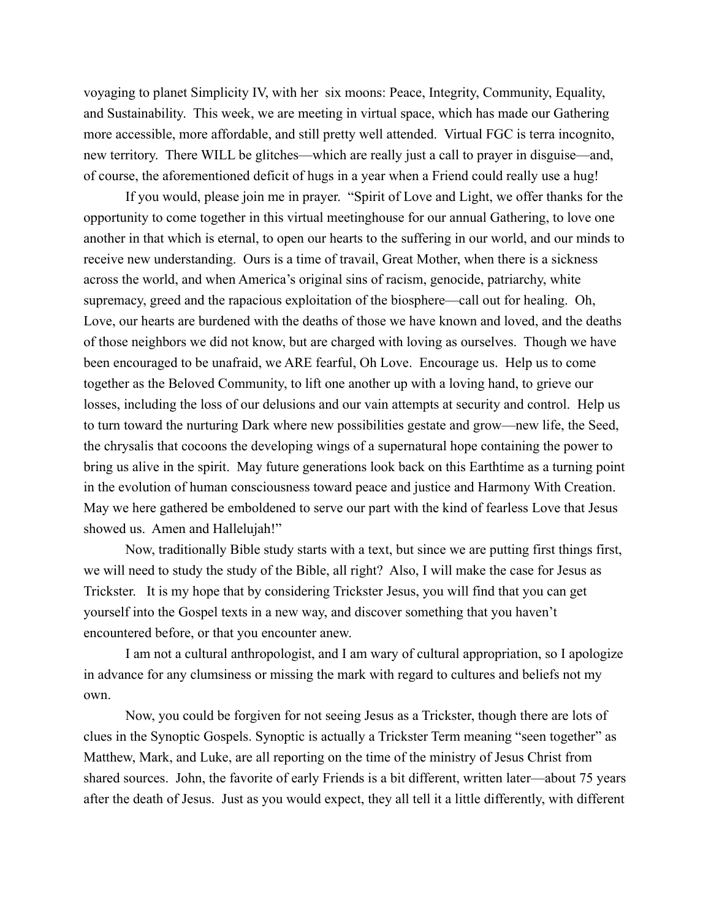voyaging to planet Simplicity IV, with her six moons: Peace, Integrity, Community, Equality, and Sustainability. This week, we are meeting in virtual space, which has made our Gathering more accessible, more affordable, and still pretty well attended. Virtual FGC is terra incognito, new territory. There WILL be glitches—which are really just a call to prayer in disguise—and, of course, the aforementioned deficit of hugs in a year when a Friend could really use a hug!

If you would, please join me in prayer. "Spirit of Love and Light, we offer thanks for the opportunity to come together in this virtual meetinghouse for our annual Gathering, to love one another in that which is eternal, to open our hearts to the suffering in our world, and our minds to receive new understanding. Ours is a time of travail, Great Mother, when there is a sickness across the world, and when America's original sins of racism, genocide, patriarchy, white supremacy, greed and the rapacious exploitation of the biosphere—call out for healing. Oh, Love, our hearts are burdened with the deaths of those we have known and loved, and the deaths of those neighbors we did not know, but are charged with loving as ourselves. Though we have been encouraged to be unafraid, we ARE fearful, Oh Love. Encourage us. Help us to come together as the Beloved Community, to lift one another up with a loving hand, to grieve our losses, including the loss of our delusions and our vain attempts at security and control. Help us to turn toward the nurturing Dark where new possibilities gestate and grow—new life, the Seed, the chrysalis that cocoons the developing wings of a supernatural hope containing the power to bring us alive in the spirit. May future generations look back on this Earthtime as a turning point in the evolution of human consciousness toward peace and justice and Harmony With Creation. May we here gathered be emboldened to serve our part with the kind of fearless Love that Jesus showed us. Amen and Hallelujah!"

Now, traditionally Bible study starts with a text, but since we are putting first things first, we will need to study the study of the Bible, all right? Also, I will make the case for Jesus as Trickster. It is my hope that by considering Trickster Jesus, you will find that you can get yourself into the Gospel texts in a new way, and discover something that you haven't encountered before, or that you encounter anew.

I am not a cultural anthropologist, and I am wary of cultural appropriation, so I apologize in advance for any clumsiness or missing the mark with regard to cultures and beliefs not my own.

Now, you could be forgiven for not seeing Jesus as a Trickster, though there are lots of clues in the Synoptic Gospels. Synoptic is actually a Trickster Term meaning "seen together" as Matthew, Mark, and Luke, are all reporting on the time of the ministry of Jesus Christ from shared sources. John, the favorite of early Friends is a bit different, written later—about 75 years after the death of Jesus. Just as you would expect, they all tell it a little differently, with different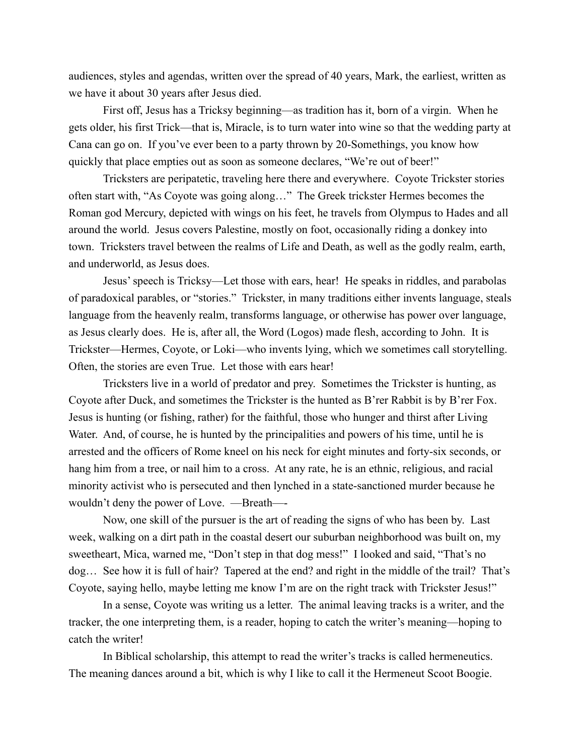audiences, styles and agendas, written over the spread of 40 years, Mark, the earliest, written as we have it about 30 years after Jesus died.

First off, Jesus has a Tricksy beginning—as tradition has it, born of a virgin. When he gets older, his first Trick—that is, Miracle, is to turn water into wine so that the wedding party at Cana can go on. If you've ever been to a party thrown by 20-Somethings, you know how quickly that place empties out as soon as someone declares, "We're out of beer!"

Tricksters are peripatetic, traveling here there and everywhere. Coyote Trickster stories often start with, "As Coyote was going along…" The Greek trickster Hermes becomes the Roman god Mercury, depicted with wings on his feet, he travels from Olympus to Hades and all around the world. Jesus covers Palestine, mostly on foot, occasionally riding a donkey into town. Tricksters travel between the realms of Life and Death, as well as the godly realm, earth, and underworld, as Jesus does.

Jesus' speech is Tricksy—Let those with ears, hear! He speaks in riddles, and parabolas of paradoxical parables, or "stories." Trickster, in many traditions either invents language, steals language from the heavenly realm, transforms language, or otherwise has power over language, as Jesus clearly does. He is, after all, the Word (Logos) made flesh, according to John. It is Trickster—Hermes, Coyote, or Loki—who invents lying, which we sometimes call storytelling. Often, the stories are even True. Let those with ears hear!

Tricksters live in a world of predator and prey. Sometimes the Trickster is hunting, as Coyote after Duck, and sometimes the Trickster is the hunted as B'rer Rabbit is by B'rer Fox. Jesus is hunting (or fishing, rather) for the faithful, those who hunger and thirst after Living Water. And, of course, he is hunted by the principalities and powers of his time, until he is arrested and the officers of Rome kneel on his neck for eight minutes and forty-six seconds, or hang him from a tree, or nail him to a cross. At any rate, he is an ethnic, religious, and racial minority activist who is persecuted and then lynched in a state-sanctioned murder because he wouldn't deny the power of Love. —Breath—-

Now, one skill of the pursuer is the art of reading the signs of who has been by. Last week, walking on a dirt path in the coastal desert our suburban neighborhood was built on, my sweetheart, Mica, warned me, "Don't step in that dog mess!" I looked and said, "That's no dog… See how it is full of hair? Tapered at the end? and right in the middle of the trail? That's Coyote, saying hello, maybe letting me know I'm are on the right track with Trickster Jesus!"

In a sense, Coyote was writing us a letter. The animal leaving tracks is a writer, and the tracker, the one interpreting them, is a reader, hoping to catch the writer's meaning—hoping to catch the writer!

In Biblical scholarship, this attempt to read the writer's tracks is called hermeneutics. The meaning dances around a bit, which is why I like to call it the Hermeneut Scoot Boogie.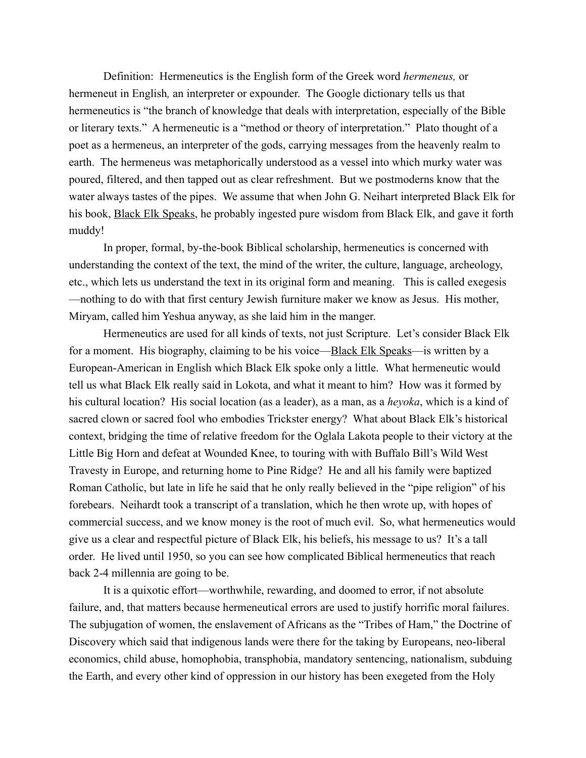Definition: Hermeneutics is the English form of the Greek word *hermeneus,* or hermeneut in English*,* an interpreter or expounder. The Google dictionary tells us that hermeneutics is "the branch of knowledge that deals with interpretation, especially of the Bible or literary texts." A hermeneutic is a "method or theory of interpretation." Plato thought of a poet as a hermeneus, an interpreter of the gods, carrying messages from the heavenly realm to earth. The hermeneus was metaphorically understood as a vessel into which murky water was poured, filtered, and then tapped out as clear refreshment. But we postmoderns know that the water always tastes of the pipes. We assume that when John G. Neihart interpreted Black Elk for his book, Black Elk Speaks, he probably ingested pure wisdom from Black Elk, and gave it forth muddy!

In proper, formal, by-the-book Biblical scholarship, hermeneutics is concerned with understanding the context of the text, the mind of the writer, the culture, language, archeology, etc., which lets us understand the text in its original form and meaning. This is called exegesis —nothing to do with that first century Jewish furniture maker we know as Jesus. His mother, Miryam, called him Yeshua anyway, as she laid him in the manger.

Hermeneutics are used for all kinds of texts, not just Scripture. Let's consider Black Elk for a moment. His biography, claiming to be his voice—Black Elk Speaks—is written by a European-American in English which Black Elk spoke only a little. What hermeneutic would tell us what Black Elk really said in Lokota, and what it meant to him? How was it formed by his cultural location? His social location (as a leader), as a man, as a *heyoka*, which is a kind of sacred clown or sacred fool who embodies Trickster energy? What about Black Elk's historical context, bridging the time of relative freedom for the Oglala Lakota people to their victory at the Little Big Horn and defeat at Wounded Knee, to touring with with Buffalo Bill's Wild West Travesty in Europe, and returning home to Pine Ridge? He and all his family were baptized Roman Catholic, but late in life he said that he only really believed in the "pipe religion" of his forebears. Neihardt took a transcript of a translation, which he then wrote up, with hopes of commercial success, and we know money is the root of much evil. So, what hermeneutics would give us a clear and respectful picture of Black Elk, his beliefs, his message to us? It's a tall order. He lived until 1950, so you can see how complicated Biblical hermeneutics that reach back 2-4 millennia are going to be.

It is a quixotic effort—worthwhile, rewarding, and doomed to error, if not absolute failure, and, that matters because hermeneutical errors are used to justify horrific moral failures. The subjugation of women, the enslavement of Africans as the "Tribes of Ham," the Doctrine of Discovery which said that indigenous lands were there for the taking by Europeans, neo-liberal economics, child abuse, homophobia, transphobia, mandatory sentencing, nationalism, subduing the Earth, and every other kind of oppression in our history has been exegeted from the Holy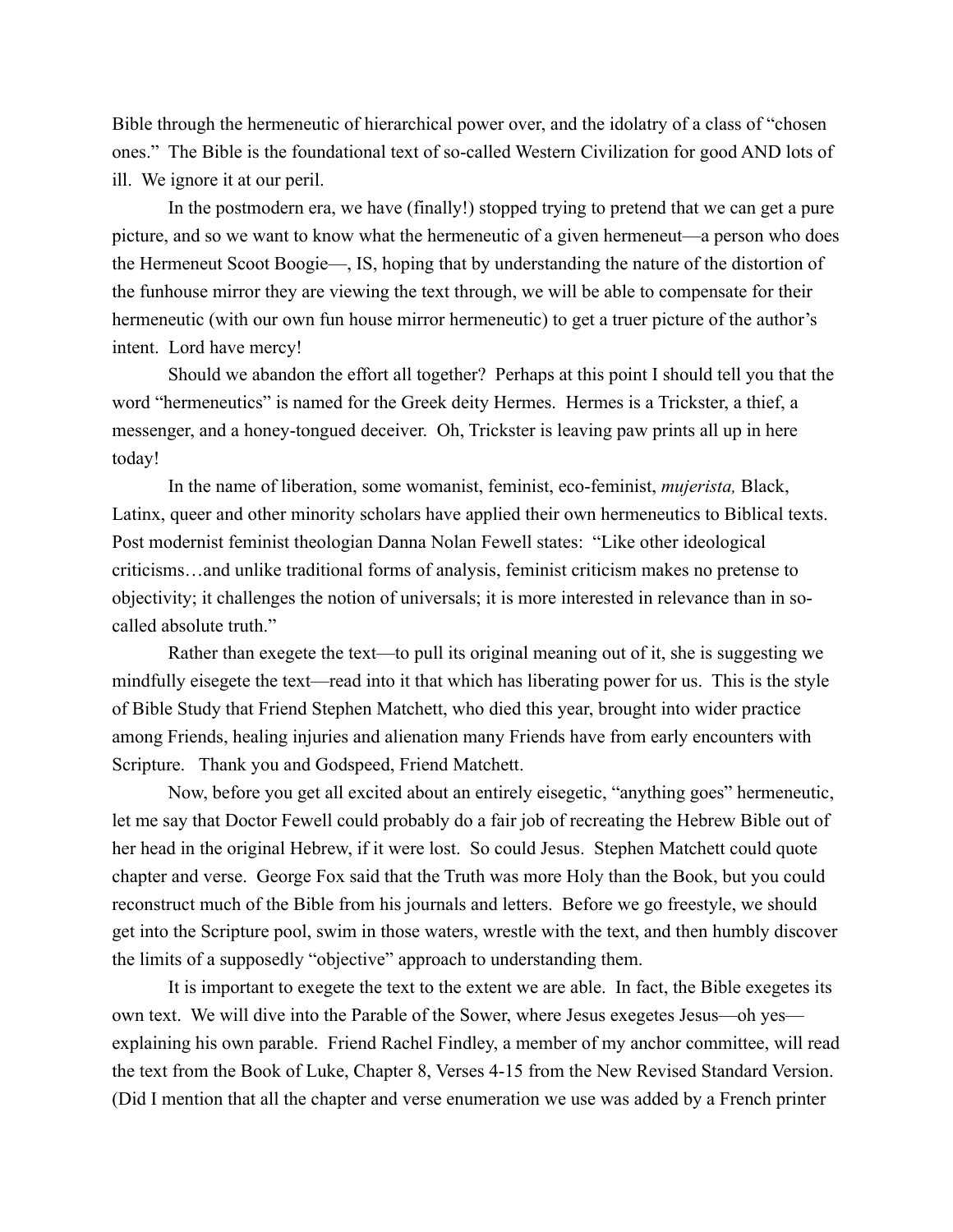Bible through the hermeneutic of hierarchical power over, and the idolatry of a class of "chosen ones." The Bible is the foundational text of so-called Western Civilization for good AND lots of ill. We ignore it at our peril.

In the postmodern era, we have (finally!) stopped trying to pretend that we can get a pure picture, and so we want to know what the hermeneutic of a given hermeneut—a person who does the Hermeneut Scoot Boogie—, IS, hoping that by understanding the nature of the distortion of the funhouse mirror they are viewing the text through, we will be able to compensate for their hermeneutic (with our own fun house mirror hermeneutic) to get a truer picture of the author's intent. Lord have mercy!

Should we abandon the effort all together? Perhaps at this point I should tell you that the word "hermeneutics" is named for the Greek deity Hermes. Hermes is a Trickster, a thief, a messenger, and a honey-tongued deceiver. Oh, Trickster is leaving paw prints all up in here today!

In the name of liberation, some womanist, feminist, eco-feminist, *mujerista,* Black, Latinx, queer and other minority scholars have applied their own hermeneutics to Biblical texts. Post modernist feminist theologian Danna Nolan Fewell states: "Like other ideological criticisms…and unlike traditional forms of analysis, feminist criticism makes no pretense to objectivity; it challenges the notion of universals; it is more interested in relevance than in so-called absolute truth."

Rather than exegete the text—to pull its original meaning out of it, she is suggesting we mindfully eisegete the text—read into it that which has liberating power for us. This is the style of Bible Study that Friend Stephen Matchett, who died this year, brought into wider practice among Friends, healing injuries and alienation many Friends have from early encounters with Scripture. Thank you and Godspeed, Friend Matchett.

Now, before you get all excited about an entirely eisegetic, "anything goes" hermeneutic, let me say that Doctor Fewell could probably do a fair job of recreating the Hebrew Bible out of her head in the original Hebrew, if it were lost. So could Jesus. Stephen Matchett could quote chapter and verse. George Fox said that the Truth was more Holy than the Book, but you could reconstruct much of the Bible from his journals and letters. Before we go freestyle, we should get into the Scripture pool, swim in those waters, wrestle with the text, and then humbly discover the limits of a supposedly "objective" approach to understanding them.

It is important to exegete the text to the extent we are able. In fact, the Bible exegetes its own text. We will dive into the Parable of the Sower, where Jesus exegetes Jesus—oh yes—explaining his own parable. Friend Rachel Findley, a member of my anchor committee, will read the text from the Book of Luke, Chapter 8, Verses 4-15 from the New Revised Standard Version. (Did I mention that all the chapter and verse enumeration we use was added by a French printer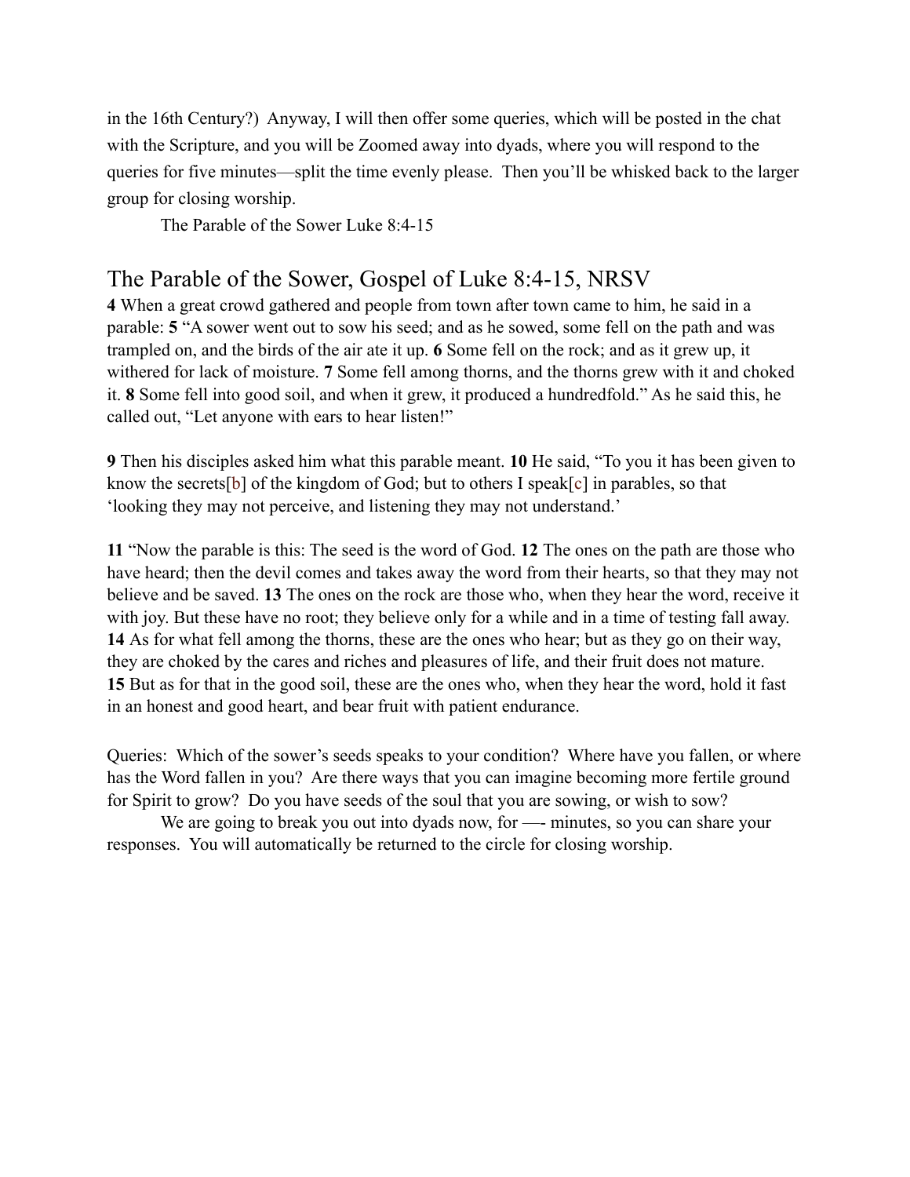in the 16th Century?) Anyway, I will then offer some queries, which will be posted in the chat with the Scripture, and you will be Zoomed away into dyads, where you will respond to the queries for five minutes—split the time evenly please. Then you'll be whisked back to the larger group for closing worship.

The Parable of the Sower Luke 8:4-15

## The Parable of the Sower, Gospel of Luke 8:4-15, NRSV

**4** When a great crowd gathered and people from town after town came to him, he said in a parable: **5** "A sower went out to sow his seed; and as he sowed, some fell on the path and was trampled on, and the birds of the air ate it up. **6** Some fell on the rock; and as it grew up, it withered for lack of moisture. **7** Some fell among thorns, and the thorns grew with it and choked it. **8** Some fell into good soil, and when it grew, it produced a hundredfold." As he said this, he called out, "Let anyone with ears to hear listen!"

**9** Then his disciples asked him what this parable meant. **10** He said, "To you it has been given to know the secrets[b] of the kingdom of God; but to others I speak[c] in parables, so that 'looking they may not perceive, and listening they may not understand.'

**11** "Now the parable is this: The seed is the word of God. **12** The ones on the path are those who have heard; then the devil comes and takes away the word from their hearts, so that they may not believe and be saved. **13** The ones on the rock are those who, when they hear the word, receive it with joy. But these have no root; they believe only for a while and in a time of testing fall away. **14** As for what fell among the thorns, these are the ones who hear; but as they go on their way, they are choked by the cares and riches and pleasures of life, and their fruit does not mature. **15** But as for that in the good soil, these are the ones who, when they hear the word, hold it fast in an honest and good heart, and bear fruit with patient endurance.

Queries: Which of the sower's seeds speaks to your condition? Where have you fallen, or where has the Word fallen in you? Are there ways that you can imagine becoming more fertile ground for Spirit to grow? Do you have seeds of the soul that you are sowing, or wish to sow?

We are going to break you out into dyads now, for —- minutes, so you can share your responses. You will automatically be returned to the circle for closing worship.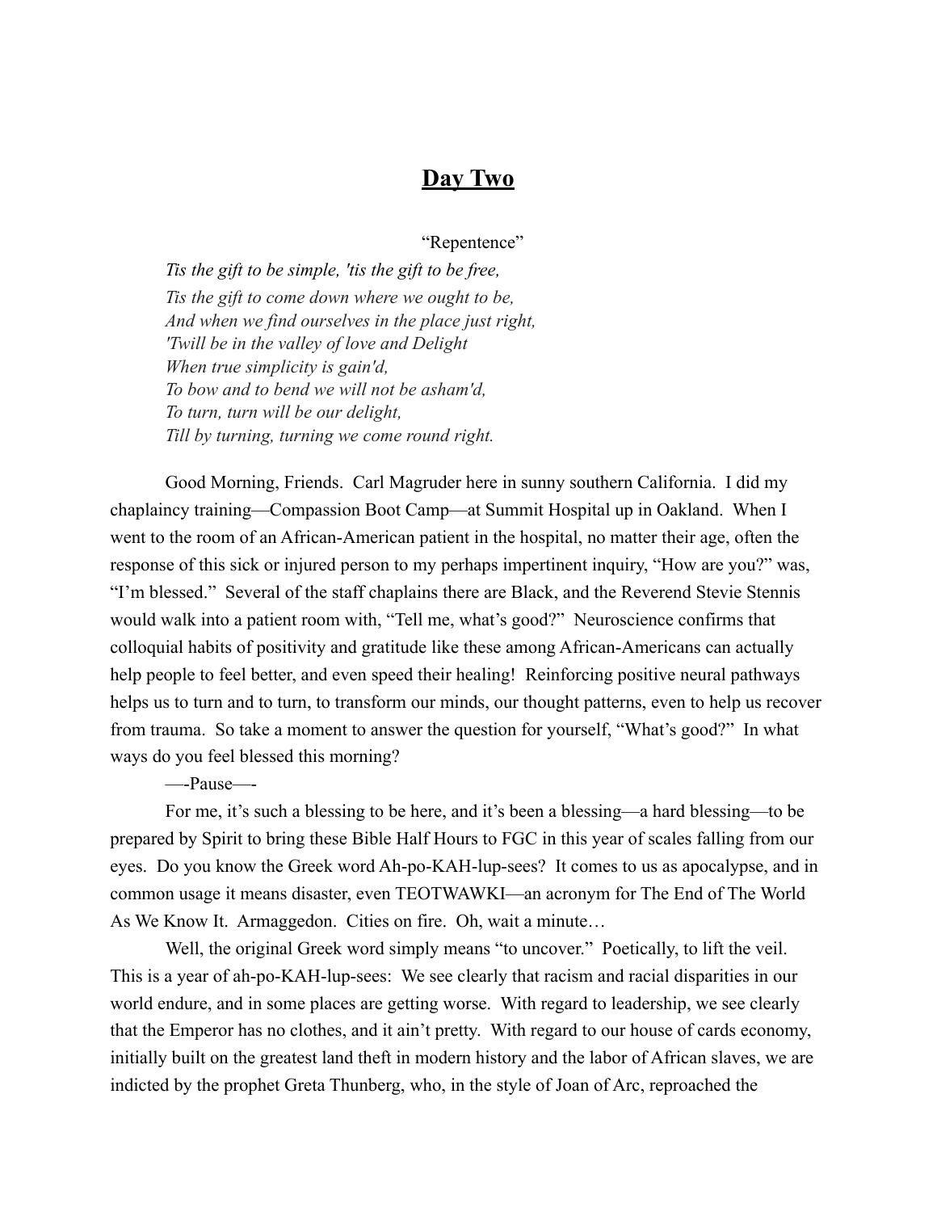# Day Two

"Repentence"

*Tis the gift to be simple, 'tis the gift to be free,*
*Tis the gift to come down where we ought to be,*
*And when we find ourselves in the place just right,*
*'Twill be in the valley of love and Delight*
*When true simplicity is gain'd,*
*To bow and to bend we will not be asham'd,*
*To turn, turn will be our delight,*
*Till by turning, turning we come round right.*

Good Morning, Friends. Carl Magruder here in sunny southern California. I did my chaplaincy training—Compassion Boot Camp—at Summit Hospital up in Oakland. When I went to the room of an African-American patient in the hospital, no matter their age, often the response of this sick or injured person to my perhaps impertinent inquiry, "How are you?" was, "I'm blessed." Several of the staff chaplains there are Black, and the Reverend Stevie Stennis would walk into a patient room with, "Tell me, what's good?" Neuroscience confirms that colloquial habits of positivity and gratitude like these among African-Americans can actually help people to feel better, and even speed their healing! Reinforcing positive neural pathways helps us to turn and to turn, to transform our minds, our thought patterns, even to help us recover from trauma. So take a moment to answer the question for yourself, "What's good?" In what ways do you feel blessed this morning?

—-Pause—-

For me, it's such a blessing to be here, and it's been a blessing—a hard blessing—to be prepared by Spirit to bring these Bible Half Hours to FGC in this year of scales falling from our eyes. Do you know the Greek word Ah-po-KAH-lup-sees? It comes to us as apocalypse, and in common usage it means disaster, even TEOTWAWKI—an acronym for The End of The World As We Know It. Armaggedon. Cities on fire. Oh, wait a minute…

Well, the original Greek word simply means "to uncover." Poetically, to lift the veil. This is a year of ah-po-KAH-lup-sees: We see clearly that racism and racial disparities in our world endure, and in some places are getting worse. With regard to leadership, we see clearly that the Emperor has no clothes, and it ain't pretty. With regard to our house of cards economy, initially built on the greatest land theft in modern history and the labor of African slaves, we are indicted by the prophet Greta Thunberg, who, in the style of Joan of Arc, reproached the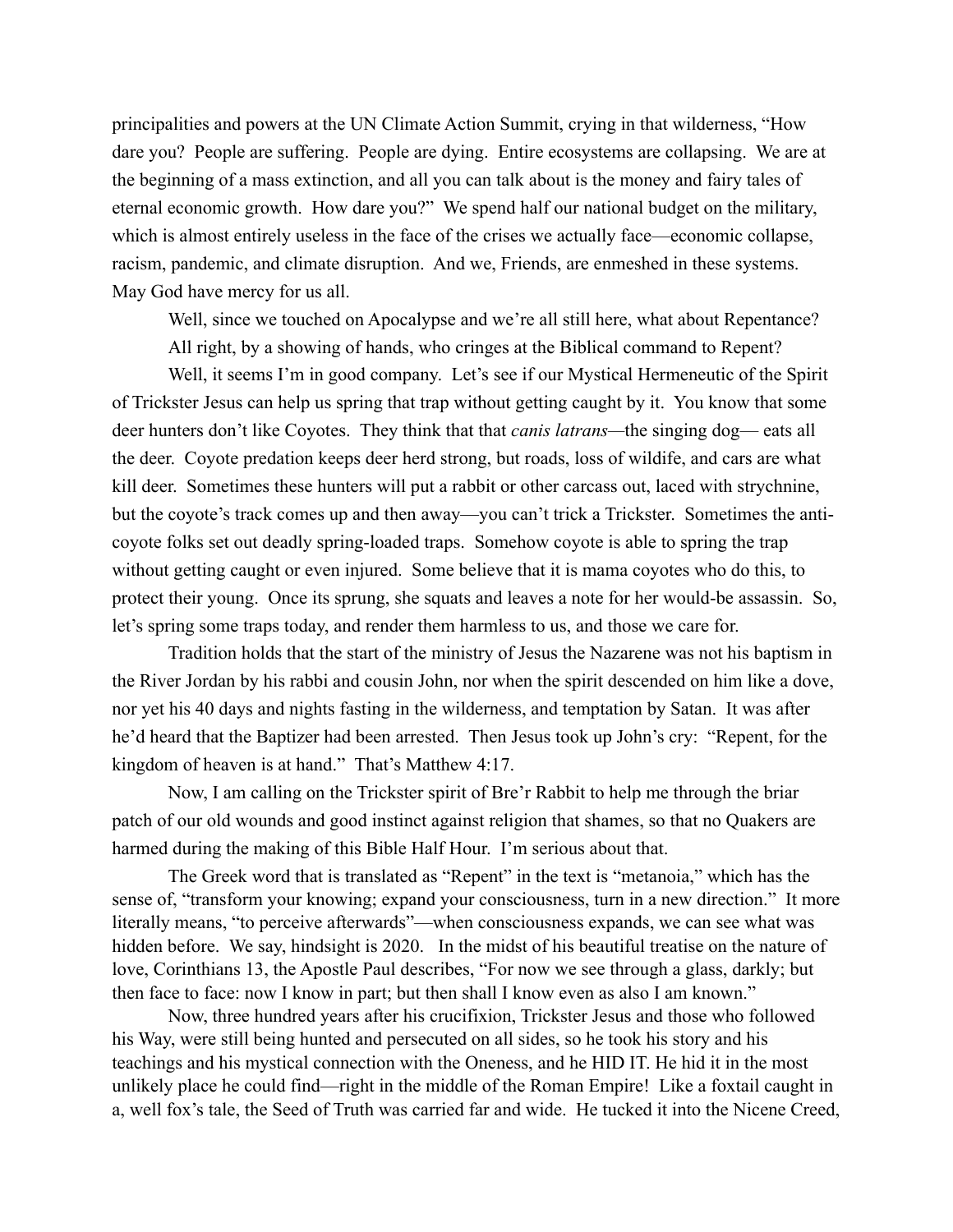principalities and powers at the UN Climate Action Summit, crying in that wilderness, "How dare you? People are suffering. People are dying. Entire ecosystems are collapsing. We are at the beginning of a mass extinction, and all you can talk about is the money and fairy tales of eternal economic growth. How dare you?" We spend half our national budget on the military, which is almost entirely useless in the face of the crises we actually face—economic collapse, racism, pandemic, and climate disruption. And we, Friends, are enmeshed in these systems. May God have mercy for us all.

Well, since we touched on Apocalypse and we're all still here, what about Repentance?

All right, by a showing of hands, who cringes at the Biblical command to Repent?

Well, it seems I'm in good company. Let's see if our Mystical Hermeneutic of the Spirit of Trickster Jesus can help us spring that trap without getting caught by it. You know that some deer hunters don't like Coyotes. They think that that *canis latrans*—the singing dog— eats all the deer. Coyote predation keeps deer herd strong, but roads, loss of wildife, and cars are what kill deer. Sometimes these hunters will put a rabbit or other carcass out, laced with strychnine, but the coyote's track comes up and then away—you can't trick a Trickster. Sometimes the anti-coyote folks set out deadly spring-loaded traps. Somehow coyote is able to spring the trap without getting caught or even injured. Some believe that it is mama coyotes who do this, to protect their young. Once its sprung, she squats and leaves a note for her would-be assassin. So, let's spring some traps today, and render them harmless to us, and those we care for.

Tradition holds that the start of the ministry of Jesus the Nazarene was not his baptism in the River Jordan by his rabbi and cousin John, nor when the spirit descended on him like a dove, nor yet his 40 days and nights fasting in the wilderness, and temptation by Satan. It was after he'd heard that the Baptizer had been arrested. Then Jesus took up John's cry: "Repent, for the kingdom of heaven is at hand." That's Matthew 4:17.

Now, I am calling on the Trickster spirit of Bre'r Rabbit to help me through the briar patch of our old wounds and good instinct against religion that shames, so that no Quakers are harmed during the making of this Bible Half Hour. I'm serious about that.

The Greek word that is translated as "Repent" in the text is "metanoia," which has the sense of, "transform your knowing; expand your consciousness, turn in a new direction." It more literally means, "to perceive afterwards"—when consciousness expands, we can see what was hidden before. We say, hindsight is 2020. In the midst of his beautiful treatise on the nature of love, Corinthians 13, the Apostle Paul describes, "For now we see through a glass, darkly; but then face to face: now I know in part; but then shall I know even as also I am known."

Now, three hundred years after his crucifixion, Trickster Jesus and those who followed his Way, were still being hunted and persecuted on all sides, so he took his story and his teachings and his mystical connection with the Oneness, and he HID IT. He hid it in the most unlikely place he could find—right in the middle of the Roman Empire! Like a foxtail caught in a, well fox's tale, the Seed of Truth was carried far and wide. He tucked it into the Nicene Creed,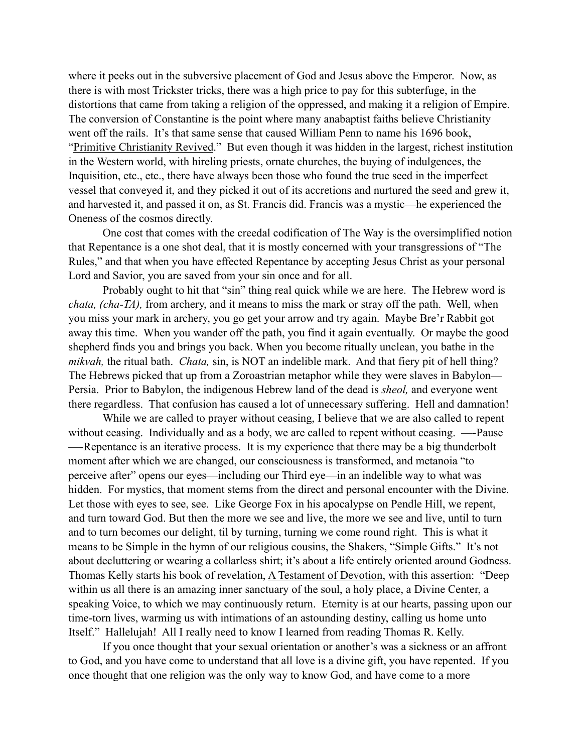where it peeks out in the subversive placement of God and Jesus above the Emperor. Now, as there is with most Trickster tricks, there was a high price to pay for this subterfuge, in the distortions that came from taking a religion of the oppressed, and making it a religion of Empire. The conversion of Constantine is the point where many anabaptist faiths believe Christianity went off the rails. It's that same sense that caused William Penn to name his 1696 book, "Primitive Christianity Revived." But even though it was hidden in the largest, richest institution in the Western world, with hireling priests, ornate churches, the buying of indulgences, the Inquisition, etc., etc., there have always been those who found the true seed in the imperfect vessel that conveyed it, and they picked it out of its accretions and nurtured the seed and grew it, and harvested it, and passed it on, as St. Francis did. Francis was a mystic—he experienced the Oneness of the cosmos directly.

One cost that comes with the creedal codification of The Way is the oversimplified notion that Repentance is a one shot deal, that it is mostly concerned with your transgressions of "The Rules," and that when you have effected Repentance by accepting Jesus Christ as your personal Lord and Savior, you are saved from your sin once and for all.

Probably ought to hit that "sin" thing real quick while we are here. The Hebrew word is *chata, (cha-TA),* from archery, and it means to miss the mark or stray off the path. Well, when you miss your mark in archery, you go get your arrow and try again. Maybe Bre'r Rabbit got away this time. When you wander off the path, you find it again eventually. Or maybe the good shepherd finds you and brings you back. When you become ritually unclean, you bathe in the *mikvah,* the ritual bath. *Chata,* sin, is NOT an indelible mark. And that fiery pit of hell thing? The Hebrews picked that up from a Zoroastrian metaphor while they were slaves in Babylon—Persia. Prior to Babylon, the indigenous Hebrew land of the dead is *sheol,* and everyone went there regardless. That confusion has caused a lot of unnecessary suffering. Hell and damnation!

While we are called to prayer without ceasing, I believe that we are also called to repent without ceasing. Individually and as a body, we are called to repent without ceasing. —-Pause —-Repentance is an iterative process. It is my experience that there may be a big thunderbolt moment after which we are changed, our consciousness is transformed, and metanoia "to perceive after" opens our eyes—including our Third eye—in an indelible way to what was hidden. For mystics, that moment stems from the direct and personal encounter with the Divine. Let those with eyes to see, see. Like George Fox in his apocalypse on Pendle Hill, we repent, and turn toward God. But then the more we see and live, the more we see and live, until to turn and to turn becomes our delight, til by turning, turning we come round right. This is what it means to be Simple in the hymn of our religious cousins, the Shakers, "Simple Gifts." It's not about decluttering or wearing a collarless shirt; it's about a life entirely oriented around Godness. Thomas Kelly starts his book of revelation, A Testament of Devotion, with this assertion: "Deep within us all there is an amazing inner sanctuary of the soul, a holy place, a Divine Center, a speaking Voice, to which we may continuously return. Eternity is at our hearts, passing upon our time-torn lives, warming us with intimations of an astounding destiny, calling us home unto Itself." Hallelujah! All I really need to know I learned from reading Thomas R. Kelly.

If you once thought that your sexual orientation or another's was a sickness or an affront to God, and you have come to understand that all love is a divine gift, you have repented. If you once thought that one religion was the only way to know God, and have come to a more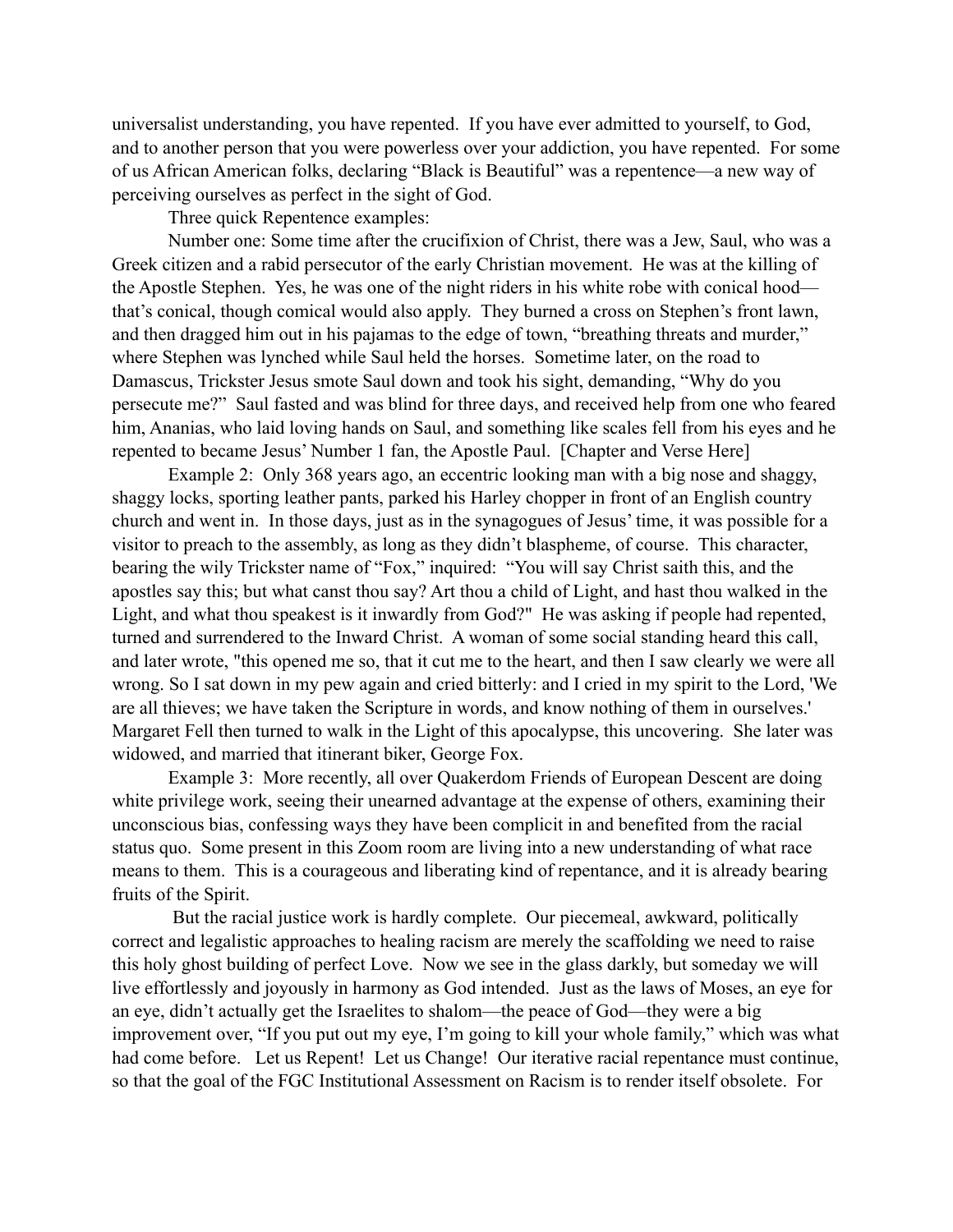universalist understanding, you have repented. If you have ever admitted to yourself, to God, and to another person that you were powerless over your addiction, you have repented. For some of us African American folks, declaring "Black is Beautiful" was a repentence—a new way of perceiving ourselves as perfect in the sight of God.

Three quick Repentence examples:

Number one: Some time after the crucifixion of Christ, there was a Jew, Saul, who was a Greek citizen and a rabid persecutor of the early Christian movement. He was at the killing of the Apostle Stephen. Yes, he was one of the night riders in his white robe with conical hood—that's conical, though comical would also apply. They burned a cross on Stephen's front lawn, and then dragged him out in his pajamas to the edge of town, "breathing threats and murder," where Stephen was lynched while Saul held the horses. Sometime later, on the road to Damascus, Trickster Jesus smote Saul down and took his sight, demanding, "Why do you persecute me?" Saul fasted and was blind for three days, and received help from one who feared him, Ananias, who laid loving hands on Saul, and something like scales fell from his eyes and he repented to became Jesus' Number 1 fan, the Apostle Paul. [Chapter and Verse Here]

Example 2: Only 368 years ago, an eccentric looking man with a big nose and shaggy, shaggy locks, sporting leather pants, parked his Harley chopper in front of an English country church and went in. In those days, just as in the synagogues of Jesus' time, it was possible for a visitor to preach to the assembly, as long as they didn't blaspheme, of course. This character, bearing the wily Trickster name of "Fox," inquired: "You will say Christ saith this, and the apostles say this; but what canst thou say? Art thou a child of Light, and hast thou walked in the Light, and what thou speakest is it inwardly from God?" He was asking if people had repented, turned and surrendered to the Inward Christ. A woman of some social standing heard this call, and later wrote, "this opened me so, that it cut me to the heart, and then I saw clearly we were all wrong. So I sat down in my pew again and cried bitterly: and I cried in my spirit to the Lord, 'We are all thieves; we have taken the Scripture in words, and know nothing of them in ourselves.' Margaret Fell then turned to walk in the Light of this apocalypse, this uncovering. She later was widowed, and married that itinerant biker, George Fox.

Example 3: More recently, all over Quakerdom Friends of European Descent are doing white privilege work, seeing their unearned advantage at the expense of others, examining their unconscious bias, confessing ways they have been complicit in and benefited from the racial status quo. Some present in this Zoom room are living into a new understanding of what race means to them. This is a courageous and liberating kind of repentance, and it is already bearing fruits of the Spirit.

But the racial justice work is hardly complete. Our piecemeal, awkward, politically correct and legalistic approaches to healing racism are merely the scaffolding we need to raise this holy ghost building of perfect Love. Now we see in the glass darkly, but someday we will live effortlessly and joyously in harmony as God intended. Just as the laws of Moses, an eye for an eye, didn't actually get the Israelites to shalom—the peace of God—they were a big improvement over, "If you put out my eye, I'm going to kill your whole family," which was what had come before. Let us Repent! Let us Change! Our iterative racial repentance must continue, so that the goal of the FGC Institutional Assessment on Racism is to render itself obsolete. For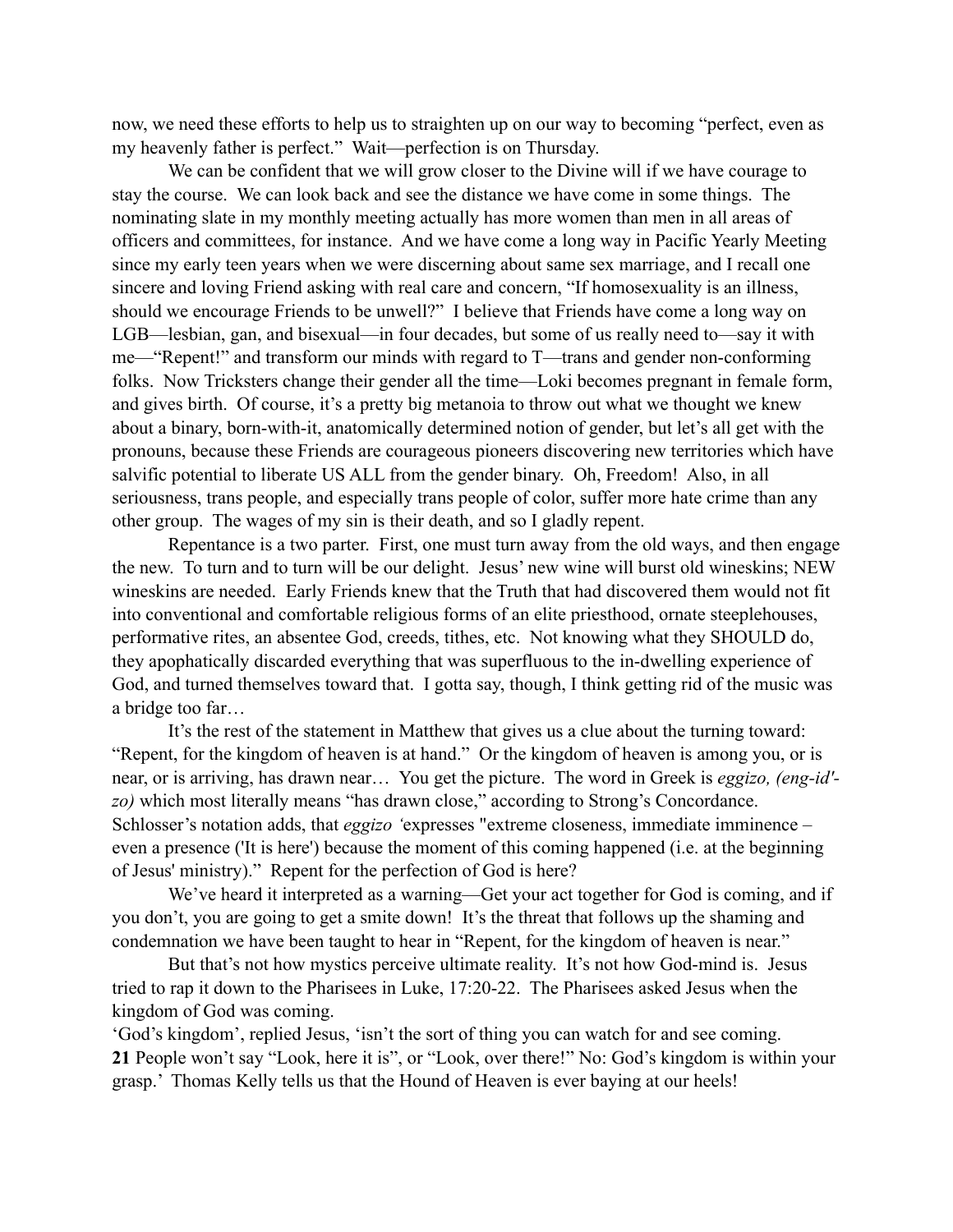now, we need these efforts to help us to straighten up on our way to becoming "perfect, even as my heavenly father is perfect." Wait—perfection is on Thursday.

We can be confident that we will grow closer to the Divine will if we have courage to stay the course. We can look back and see the distance we have come in some things. The nominating slate in my monthly meeting actually has more women than men in all areas of officers and committees, for instance. And we have come a long way in Pacific Yearly Meeting since my early teen years when we were discerning about same sex marriage, and I recall one sincere and loving Friend asking with real care and concern, "If homosexuality is an illness, should we encourage Friends to be unwell?" I believe that Friends have come a long way on LGB—lesbian, gan, and bisexual—in four decades, but some of us really need to—say it with me—"Repent!" and transform our minds with regard to T—trans and gender non-conforming folks. Now Tricksters change their gender all the time—Loki becomes pregnant in female form, and gives birth. Of course, it's a pretty big metanoia to throw out what we thought we knew about a binary, born-with-it, anatomically determined notion of gender, but let's all get with the pronouns, because these Friends are courageous pioneers discovering new territories which have salvific potential to liberate US ALL from the gender binary. Oh, Freedom! Also, in all seriousness, trans people, and especially trans people of color, suffer more hate crime than any other group. The wages of my sin is their death, and so I gladly repent.

Repentance is a two parter. First, one must turn away from the old ways, and then engage the new. To turn and to turn will be our delight. Jesus' new wine will burst old wineskins; NEW wineskins are needed. Early Friends knew that the Truth that had discovered them would not fit into conventional and comfortable religious forms of an elite priesthood, ornate steeplehouses, performative rites, an absentee God, creeds, tithes, etc. Not knowing what they SHOULD do, they apophatically discarded everything that was superfluous to the in-dwelling experience of God, and turned themselves toward that. I gotta say, though, I think getting rid of the music was a bridge too far…

It's the rest of the statement in Matthew that gives us a clue about the turning toward: "Repent, for the kingdom of heaven is at hand." Or the kingdom of heaven is among you, or is near, or is arriving, has drawn near… You get the picture. The word in Greek is *eggizo, (eng-id'-zo)* which most literally means "has drawn close," according to Strong's Concordance. Schlosser's notation adds, that *eggizo '*expresses "extreme closeness, immediate imminence – even a presence ('It is here') because the moment of this coming happened (i.e. at the beginning of Jesus' ministry)." Repent for the perfection of God is here?

We've heard it interpreted as a warning—Get your act together for God is coming, and if you don't, you are going to get a smite down! It's the threat that follows up the shaming and condemnation we have been taught to hear in "Repent, for the kingdom of heaven is near."

But that's not how mystics perceive ultimate reality. It's not how God-mind is. Jesus tried to rap it down to the Pharisees in Luke, 17:20-22. The Pharisees asked Jesus when the kingdom of God was coming.

'God's kingdom', replied Jesus, 'isn't the sort of thing you can watch for and see coming. **21** People won't say "Look, here it is", or "Look, over there!" No: God's kingdom is within your grasp.' Thomas Kelly tells us that the Hound of Heaven is ever baying at our heels!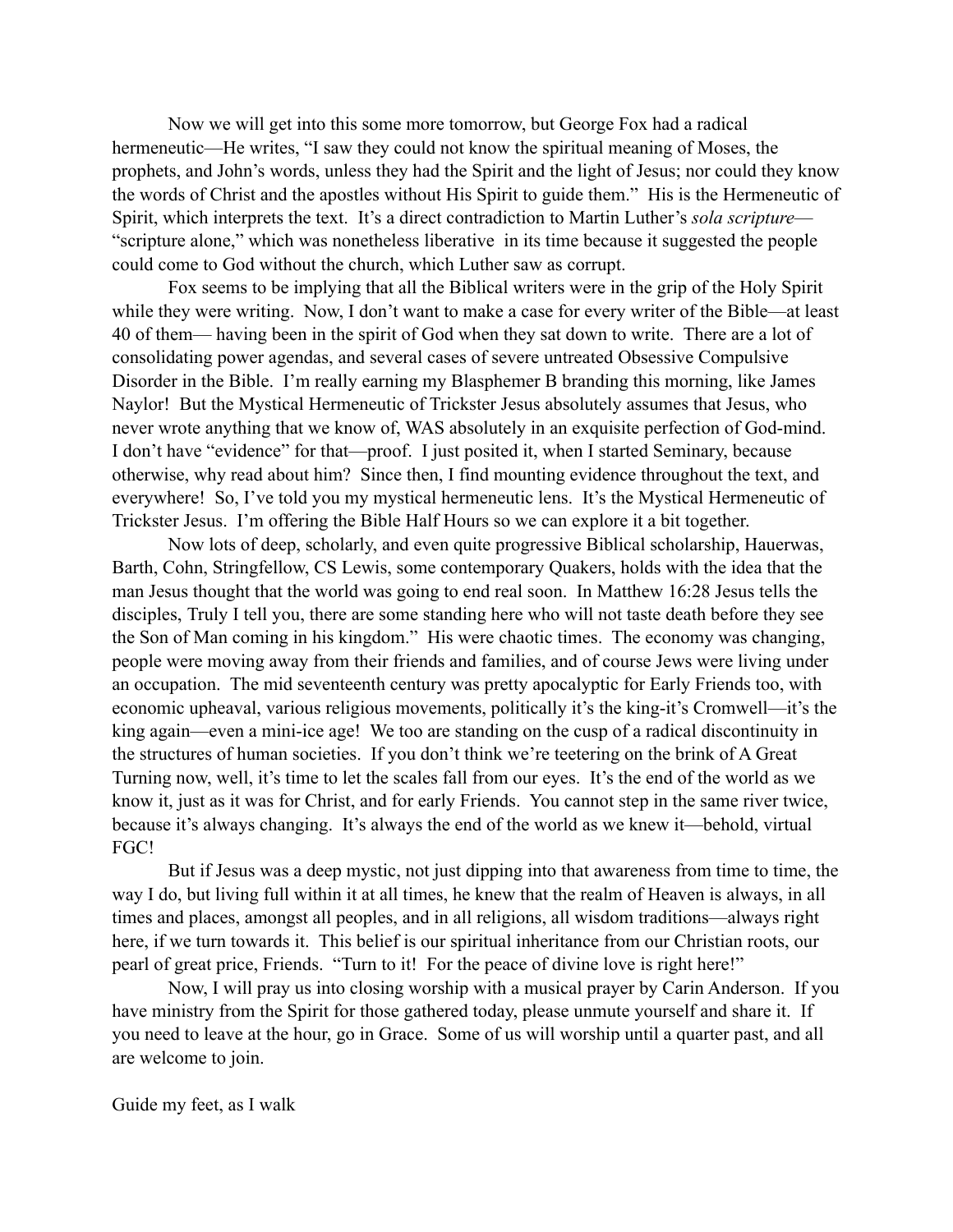Now we will get into this some more tomorrow, but George Fox had a radical hermeneutic—He writes, "I saw they could not know the spiritual meaning of Moses, the prophets, and John's words, unless they had the Spirit and the light of Jesus; nor could they know the words of Christ and the apostles without His Spirit to guide them." His is the Hermeneutic of Spirit, which interprets the text. It's a direct contradiction to Martin Luther's *sola scripture*—"scripture alone," which was nonetheless liberative in its time because it suggested the people could come to God without the church, which Luther saw as corrupt.

Fox seems to be implying that all the Biblical writers were in the grip of the Holy Spirit while they were writing. Now, I don't want to make a case for every writer of the Bible—at least 40 of them— having been in the spirit of God when they sat down to write. There are a lot of consolidating power agendas, and several cases of severe untreated Obsessive Compulsive Disorder in the Bible. I'm really earning my Blasphemer B branding this morning, like James Naylor! But the Mystical Hermeneutic of Trickster Jesus absolutely assumes that Jesus, who never wrote anything that we know of, WAS absolutely in an exquisite perfection of God-mind. I don't have "evidence" for that—proof. I just posited it, when I started Seminary, because otherwise, why read about him? Since then, I find mounting evidence throughout the text, and everywhere! So, I've told you my mystical hermeneutic lens. It's the Mystical Hermeneutic of Trickster Jesus. I'm offering the Bible Half Hours so we can explore it a bit together.

Now lots of deep, scholarly, and even quite progressive Biblical scholarship, Hauerwas, Barth, Cohn, Stringfellow, CS Lewis, some contemporary Quakers, holds with the idea that the man Jesus thought that the world was going to end real soon. In Matthew 16:28 Jesus tells the disciples, Truly I tell you, there are some standing here who will not taste death before they see the Son of Man coming in his kingdom." His were chaotic times. The economy was changing, people were moving away from their friends and families, and of course Jews were living under an occupation. The mid seventeenth century was pretty apocalyptic for Early Friends too, with economic upheaval, various religious movements, politically it's the king-it's Cromwell—it's the king again—even a mini-ice age! We too are standing on the cusp of a radical discontinuity in the structures of human societies. If you don't think we're teetering on the brink of A Great Turning now, well, it's time to let the scales fall from our eyes. It's the end of the world as we know it, just as it was for Christ, and for early Friends. You cannot step in the same river twice, because it's always changing. It's always the end of the world as we knew it—behold, virtual FGC!

But if Jesus was a deep mystic, not just dipping into that awareness from time to time, the way I do, but living full within it at all times, he knew that the realm of Heaven is always, in all times and places, amongst all peoples, and in all religions, all wisdom traditions—always right here, if we turn towards it. This belief is our spiritual inheritance from our Christian roots, our pearl of great price, Friends. "Turn to it! For the peace of divine love is right here!"

Now, I will pray us into closing worship with a musical prayer by Carin Anderson. If you have ministry from the Spirit for those gathered today, please unmute yourself and share it. If you need to leave at the hour, go in Grace. Some of us will worship until a quarter past, and all are welcome to join.

Guide my feet, as I walk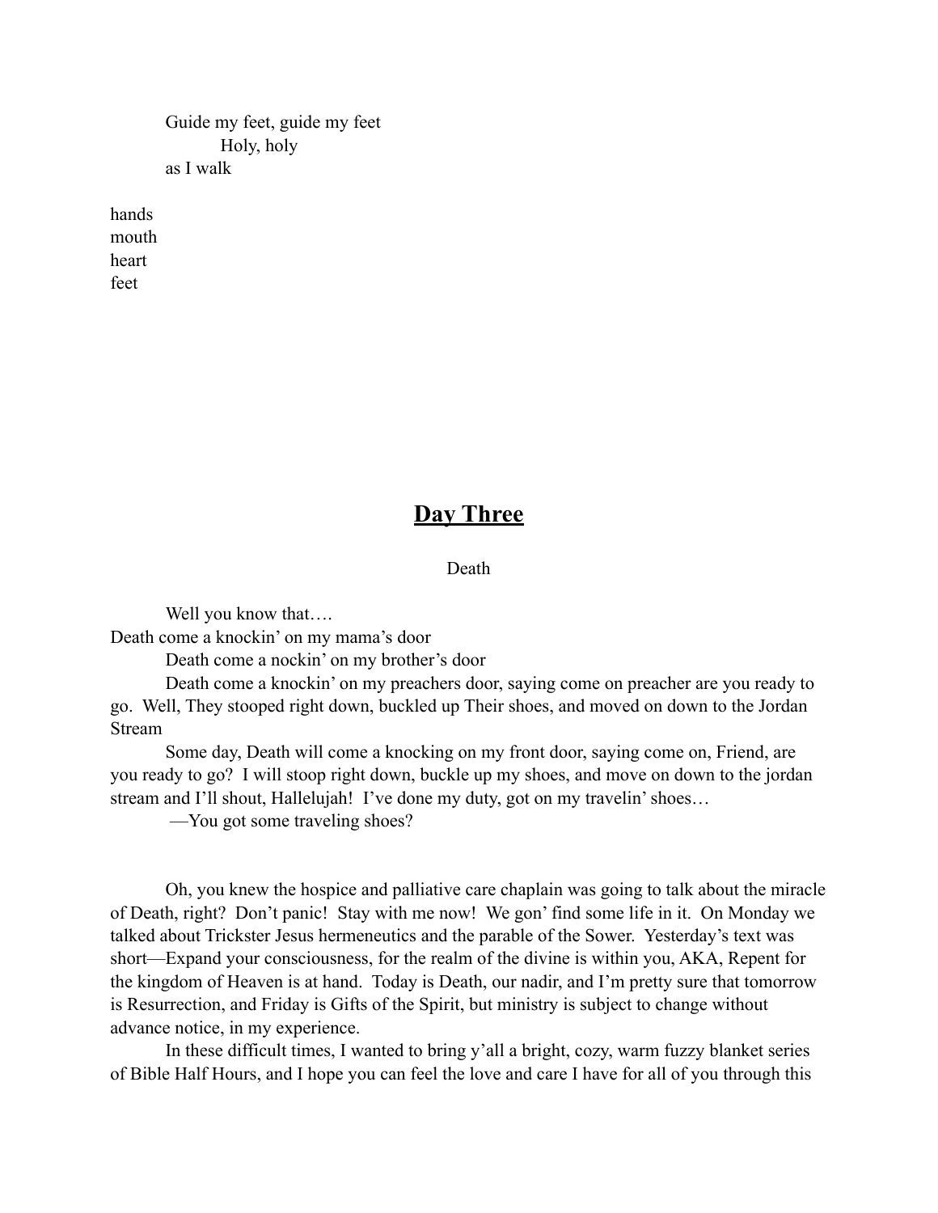Guide my feet, guide my feet
Holy, holy
as I walk

hands
mouth
heart
feet

## **Day Three**

Death

Well you know that….
Death come a knockin' on my mama's door
Death come a nockin' on my brother's door
Death come a knockin' on my preachers door, saying come on preacher are you ready to go. Well, They stooped right down, buckled up Their shoes, and moved on down to the Jordan Stream
Some day, Death will come a knocking on my front door, saying come on, Friend, are you ready to go? I will stoop right down, buckle up my shoes, and move on down to the jordan stream and I'll shout, Hallelujah! I've done my duty, got on my travelin' shoes…
—You got some traveling shoes?

Oh, you knew the hospice and palliative care chaplain was going to talk about the miracle of Death, right? Don't panic! Stay with me now! We gon' find some life in it. On Monday we talked about Trickster Jesus hermeneutics and the parable of the Sower. Yesterday's text was short—Expand your consciousness, for the realm of the divine is within you, AKA, Repent for the kingdom of Heaven is at hand. Today is Death, our nadir, and I'm pretty sure that tomorrow is Resurrection, and Friday is Gifts of the Spirit, but ministry is subject to change without advance notice, in my experience.

In these difficult times, I wanted to bring y'all a bright, cozy, warm fuzzy blanket series of Bible Half Hours, and I hope you can feel the love and care I have for all of you through this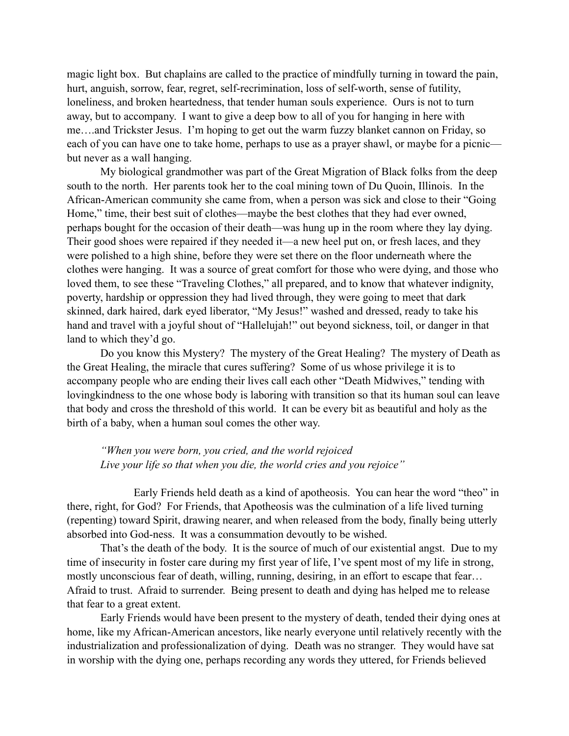magic light box. But chaplains are called to the practice of mindfully turning in toward the pain, hurt, anguish, sorrow, fear, regret, self-recrimination, loss of self-worth, sense of futility, loneliness, and broken heartedness, that tender human souls experience. Ours is not to turn away, but to accompany. I want to give a deep bow to all of you for hanging in here with me….and Trickster Jesus. I'm hoping to get out the warm fuzzy blanket cannon on Friday, so each of you can have one to take home, perhaps to use as a prayer shawl, or maybe for a picnic—but never as a wall hanging.

My biological grandmother was part of the Great Migration of Black folks from the deep south to the north. Her parents took her to the coal mining town of Du Quoin, Illinois. In the African-American community she came from, when a person was sick and close to their "Going Home," time, their best suit of clothes—maybe the best clothes that they had ever owned, perhaps bought for the occasion of their death—was hung up in the room where they lay dying. Their good shoes were repaired if they needed it—a new heel put on, or fresh laces, and they were polished to a high shine, before they were set there on the floor underneath where the clothes were hanging. It was a source of great comfort for those who were dying, and those who loved them, to see these "Traveling Clothes," all prepared, and to know that whatever indignity, poverty, hardship or oppression they had lived through, they were going to meet that dark skinned, dark haired, dark eyed liberator, "My Jesus!" washed and dressed, ready to take his hand and travel with a joyful shout of "Hallelujah!" out beyond sickness, toil, or danger in that land to which they'd go.

Do you know this Mystery? The mystery of the Great Healing? The mystery of Death as the Great Healing, the miracle that cures suffering? Some of us whose privilege it is to accompany people who are ending their lives call each other "Death Midwives," tending with lovingkindness to the one whose body is laboring with transition so that its human soul can leave that body and cross the threshold of this world. It can be every bit as beautiful and holy as the birth of a baby, when a human soul comes the other way.

> *"When you were born, you cried, and the world rejoiced*
> *Live your life so that when you die, the world cries and you rejoice"*

Early Friends held death as a kind of apotheosis. You can hear the word "theo" in there, right, for God? For Friends, that Apotheosis was the culmination of a life lived turning (repenting) toward Spirit, drawing nearer, and when released from the body, finally being utterly absorbed into God-ness. It was a consummation devoutly to be wished.

That's the death of the body. It is the source of much of our existential angst. Due to my time of insecurity in foster care during my first year of life, I've spent most of my life in strong, mostly unconscious fear of death, willing, running, desiring, in an effort to escape that fear… Afraid to trust. Afraid to surrender. Being present to death and dying has helped me to release that fear to a great extent.

Early Friends would have been present to the mystery of death, tended their dying ones at home, like my African-American ancestors, like nearly everyone until relatively recently with the industrialization and professionalization of dying. Death was no stranger. They would have sat in worship with the dying one, perhaps recording any words they uttered, for Friends believed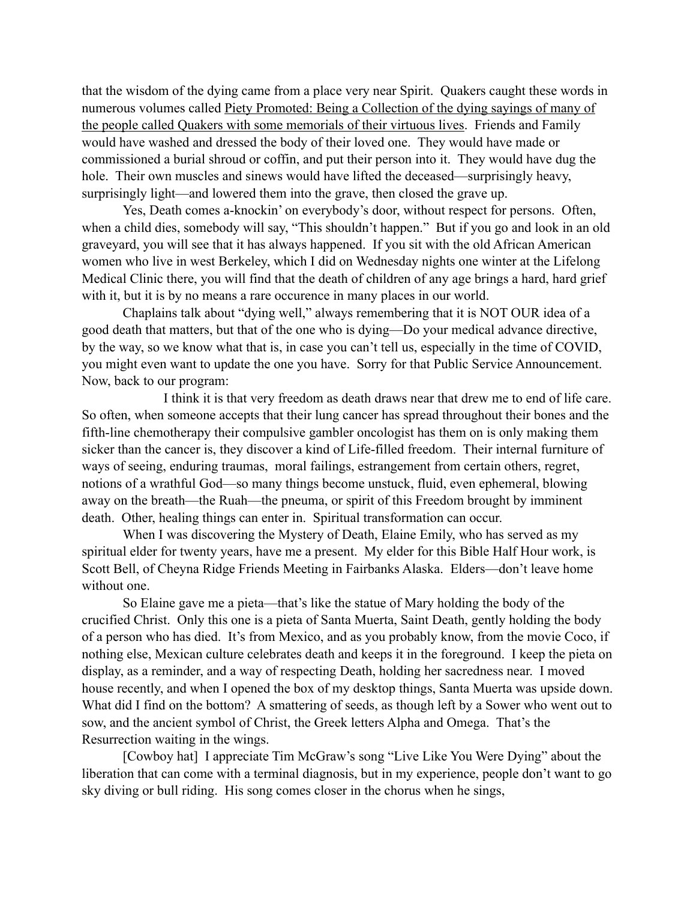that the wisdom of the dying came from a place very near Spirit. Quakers caught these words in numerous volumes called Piety Promoted: Being a Collection of the dying sayings of many of the people called Quakers with some memorials of their virtuous lives. Friends and Family would have washed and dressed the body of their loved one. They would have made or commissioned a burial shroud or coffin, and put their person into it. They would have dug the hole. Their own muscles and sinews would have lifted the deceased—surprisingly heavy, surprisingly light—and lowered them into the grave, then closed the grave up.

Yes, Death comes a-knockin' on everybody's door, without respect for persons. Often, when a child dies, somebody will say, "This shouldn't happen." But if you go and look in an old graveyard, you will see that it has always happened. If you sit with the old African American women who live in west Berkeley, which I did on Wednesday nights one winter at the Lifelong Medical Clinic there, you will find that the death of children of any age brings a hard, hard grief with it, but it is by no means a rare occurence in many places in our world.

Chaplains talk about "dying well," always remembering that it is NOT OUR idea of a good death that matters, but that of the one who is dying—Do your medical advance directive, by the way, so we know what that is, in case you can't tell us, especially in the time of COVID, you might even want to update the one you have. Sorry for that Public Service Announcement. Now, back to our program:

I think it is that very freedom as death draws near that drew me to end of life care. So often, when someone accepts that their lung cancer has spread throughout their bones and the fifth-line chemotherapy their compulsive gambler oncologist has them on is only making them sicker than the cancer is, they discover a kind of Life-filled freedom. Their internal furniture of ways of seeing, enduring traumas, moral failings, estrangement from certain others, regret, notions of a wrathful God—so many things become unstuck, fluid, even ephemeral, blowing away on the breath—the Ruah—the pneuma, or spirit of this Freedom brought by imminent death. Other, healing things can enter in. Spiritual transformation can occur.

When I was discovering the Mystery of Death, Elaine Emily, who has served as my spiritual elder for twenty years, have me a present. My elder for this Bible Half Hour work, is Scott Bell, of Cheyna Ridge Friends Meeting in Fairbanks Alaska. Elders—don't leave home without one.

So Elaine gave me a pieta—that's like the statue of Mary holding the body of the crucified Christ. Only this one is a pieta of Santa Muerta, Saint Death, gently holding the body of a person who has died. It's from Mexico, and as you probably know, from the movie Coco, if nothing else, Mexican culture celebrates death and keeps it in the foreground. I keep the pieta on display, as a reminder, and a way of respecting Death, holding her sacredness near. I moved house recently, and when I opened the box of my desktop things, Santa Muerta was upside down. What did I find on the bottom? A smattering of seeds, as though left by a Sower who went out to sow, and the ancient symbol of Christ, the Greek letters Alpha and Omega. That's the Resurrection waiting in the wings.

[Cowboy hat] I appreciate Tim McGraw's song "Live Like You Were Dying" about the liberation that can come with a terminal diagnosis, but in my experience, people don't want to go sky diving or bull riding. His song comes closer in the chorus when he sings,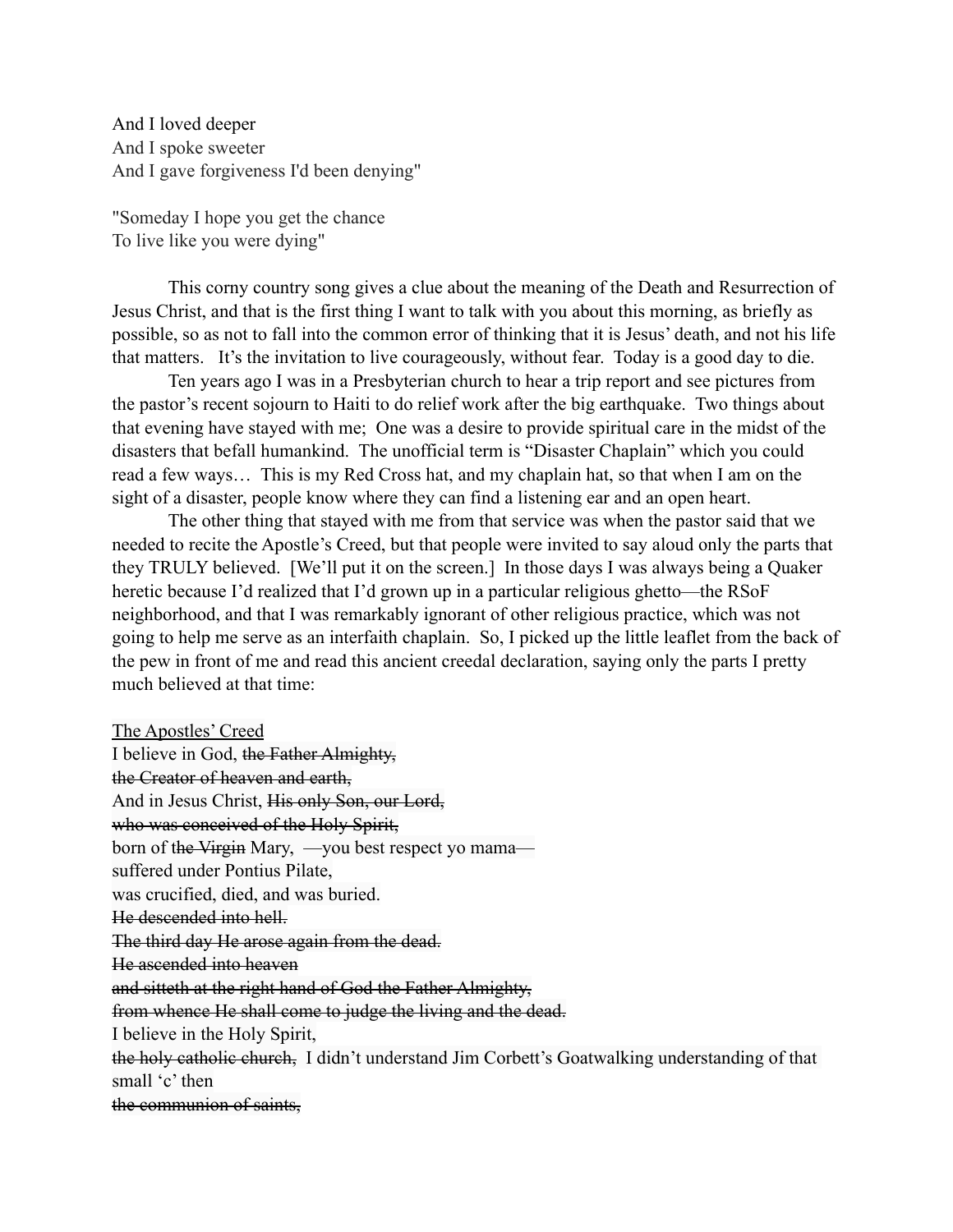And I loved deeper
And I spoke sweeter
And I gave forgiveness I'd been denying"

"Someday I hope you get the chance
To live like you were dying"

This corny country song gives a clue about the meaning of the Death and Resurrection of Jesus Christ, and that is the first thing I want to talk with you about this morning, as briefly as possible, so as not to fall into the common error of thinking that it is Jesus' death, and not his life that matters. It's the invitation to live courageously, without fear. Today is a good day to die.

Ten years ago I was in a Presbyterian church to hear a trip report and see pictures from the pastor's recent sojourn to Haiti to do relief work after the big earthquake. Two things about that evening have stayed with me; One was a desire to provide spiritual care in the midst of the disasters that befall humankind. The unofficial term is "Disaster Chaplain" which you could read a few ways… This is my Red Cross hat, and my chaplain hat, so that when I am on the sight of a disaster, people know where they can find a listening ear and an open heart.

The other thing that stayed with me from that service was when the pastor said that we needed to recite the Apostle's Creed, but that people were invited to say aloud only the parts that they TRULY believed. [We'll put it on the screen.] In those days I was always being a Quaker heretic because I'd realized that I'd grown up in a particular religious ghetto—the RSoF neighborhood, and that I was remarkably ignorant of other religious practice, which was not going to help me serve as an interfaith chaplain. So, I picked up the little leaflet from the back of the pew in front of me and read this ancient creedal declaration, saying only the parts I pretty much believed at that time:

<u>The Apostles' Creed</u>
I believe in God, ~~the Father Almighty,~~
~~the Creator of heaven and earth,~~
And in Jesus Christ, ~~His only Son, our Lord,~~
~~who was conceived of the Holy Spirit,~~
born of ~~the Virgin~~ Mary, —you best respect yo mama—
suffered under Pontius Pilate,
was crucified, died, and was buried.
~~He descended into hell.~~
~~The third day He arose again from the dead.~~
~~He ascended into heaven~~
~~and sitteth at the right hand of God the Father Almighty,~~
~~from whence He shall come to judge the living and the dead.~~
I believe in the Holy Spirit,
~~the holy catholic church,~~ I didn't understand Jim Corbett's Goatwalking understanding of that small 'c' then
~~the communion of saints,~~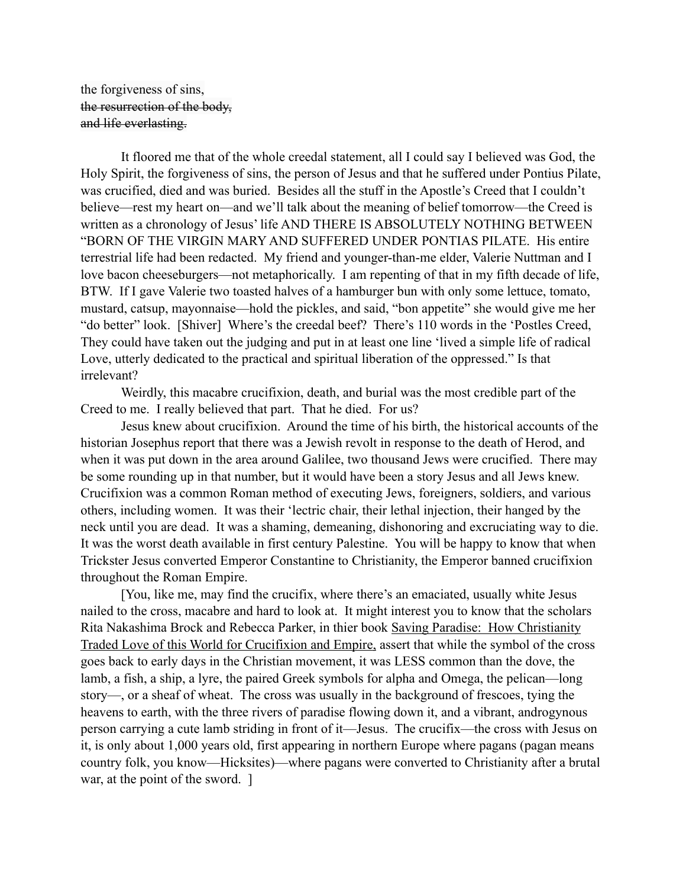the forgiveness of sins,  
~~the resurrection of the body,~~  
~~and life everlasting.~~

It floored me that of the whole creedal statement, all I could say I believed was God, the Holy Spirit, the forgiveness of sins, the person of Jesus and that he suffered under Pontius Pilate, was crucified, died and was buried. Besides all the stuff in the Apostle's Creed that I couldn't believe—rest my heart on—and we'll talk about the meaning of belief tomorrow—the Creed is written as a chronology of Jesus' life AND THERE IS ABSOLUTELY NOTHING BETWEEN "BORN OF THE VIRGIN MARY AND SUFFERED UNDER PONTIAS PILATE. His entire terrestrial life had been redacted. My friend and younger-than-me elder, Valerie Nuttman and I love bacon cheeseburgers—not metaphorically. I am repenting of that in my fifth decade of life, BTW. If I gave Valerie two toasted halves of a hamburger bun with only some lettuce, tomato, mustard, catsup, mayonnaise—hold the pickles, and said, "bon appetite" she would give me her "do better" look. [Shiver] Where's the creedal beef? There's 110 words in the 'Postles Creed, They could have taken out the judging and put in at least one line 'lived a simple life of radical Love, utterly dedicated to the practical and spiritual liberation of the oppressed." Is that irrelevant?

Weirdly, this macabre crucifixion, death, and burial was the most credible part of the Creed to me. I really believed that part. That he died. For us?

Jesus knew about crucifixion. Around the time of his birth, the historical accounts of the historian Josephus report that there was a Jewish revolt in response to the death of Herod, and when it was put down in the area around Galilee, two thousand Jews were crucified. There may be some rounding up in that number, but it would have been a story Jesus and all Jews knew. Crucifixion was a common Roman method of executing Jews, foreigners, soldiers, and various others, including women. It was their 'lectric chair, their lethal injection, their hanged by the neck until you are dead. It was a shaming, demeaning, dishonoring and excruciating way to die. It was the worst death available in first century Palestine. You will be happy to know that when Trickster Jesus converted Emperor Constantine to Christianity, the Emperor banned crucifixion throughout the Roman Empire.

[You, like me, may find the crucifix, where there's an emaciated, usually white Jesus nailed to the cross, macabre and hard to look at. It might interest you to know that the scholars Rita Nakashima Brock and Rebecca Parker, in thier book <u>Saving Paradise: How Christianity Traded Love of this World for Crucifixion and Empire,</u> assert that while the symbol of the cross goes back to early days in the Christian movement, it was LESS common than the dove, the lamb, a fish, a ship, a lyre, the paired Greek symbols for alpha and Omega, the pelican—long story—, or a sheaf of wheat. The cross was usually in the background of frescoes, tying the heavens to earth, with the three rivers of paradise flowing down it, and a vibrant, androgynous person carrying a cute lamb striding in front of it—Jesus. The crucifix—the cross with Jesus on it, is only about 1,000 years old, first appearing in northern Europe where pagans (pagan means country folk, you know—Hicksites)—where pagans were converted to Christianity after a brutal war, at the point of the sword. ]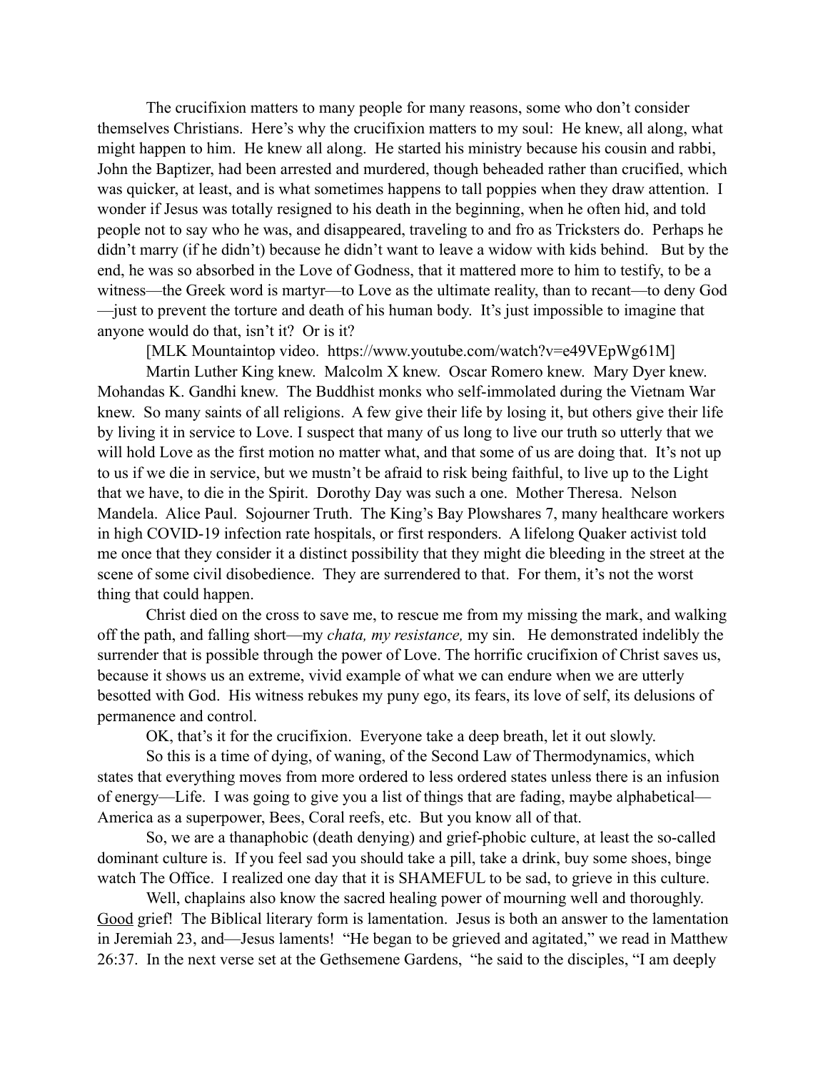The crucifixion matters to many people for many reasons, some who don't consider themselves Christians. Here's why the crucifixion matters to my soul: He knew, all along, what might happen to him. He knew all along. He started his ministry because his cousin and rabbi, John the Baptizer, had been arrested and murdered, though beheaded rather than crucified, which was quicker, at least, and is what sometimes happens to tall poppies when they draw attention. I wonder if Jesus was totally resigned to his death in the beginning, when he often hid, and told people not to say who he was, and disappeared, traveling to and fro as Tricksters do. Perhaps he didn't marry (if he didn't) because he didn't want to leave a widow with kids behind. But by the end, he was so absorbed in the Love of Godness, that it mattered more to him to testify, to be a witness—the Greek word is martyr—to Love as the ultimate reality, than to recant—to deny God—just to prevent the torture and death of his human body. It's just impossible to imagine that anyone would do that, isn't it? Or is it?

[MLK Mountaintop video. https://www.youtube.com/watch?v=e49VEpWg61M]

Martin Luther King knew. Malcolm X knew. Oscar Romero knew. Mary Dyer knew. Mohandas K. Gandhi knew. The Buddhist monks who self-immolated during the Vietnam War knew. So many saints of all religions. A few give their life by losing it, but others give their life by living it in service to Love. I suspect that many of us long to live our truth so utterly that we will hold Love as the first motion no matter what, and that some of us are doing that. It's not up to us if we die in service, but we mustn't be afraid to risk being faithful, to live up to the Light that we have, to die in the Spirit. Dorothy Day was such a one. Mother Theresa. Nelson Mandela. Alice Paul. Sojourner Truth. The King's Bay Plowshares 7, many healthcare workers in high COVID-19 infection rate hospitals, or first responders. A lifelong Quaker activist told me once that they consider it a distinct possibility that they might die bleeding in the street at the scene of some civil disobedience. They are surrendered to that. For them, it's not the worst thing that could happen.

Christ died on the cross to save me, to rescue me from my missing the mark, and walking off the path, and falling short—my *chata, my resistance,* my sin. He demonstrated indelibly the surrender that is possible through the power of Love. The horrific crucifixion of Christ saves us, because it shows us an extreme, vivid example of what we can endure when we are utterly besotted with God. His witness rebukes my puny ego, its fears, its love of self, its delusions of permanence and control.

OK, that's it for the crucifixion. Everyone take a deep breath, let it out slowly.

So this is a time of dying, of waning, of the Second Law of Thermodynamics, which states that everything moves from more ordered to less ordered states unless there is an infusion of energy—Life. I was going to give you a list of things that are fading, maybe alphabetical—America as a superpower, Bees, Coral reefs, etc. But you know all of that.

So, we are a thanaphobic (death denying) and grief-phobic culture, at least the so-called dominant culture is. If you feel sad you should take a pill, take a drink, buy some shoes, binge watch The Office. I realized one day that it is SHAMEFUL to be sad, to grieve in this culture.

Well, chaplains also know the sacred healing power of mourning well and thoroughly. <u>Good</u> grief! The Biblical literary form is lamentation. Jesus is both an answer to the lamentation in Jeremiah 23, and—Jesus laments! "He began to be grieved and agitated," we read in Matthew 26:37. In the next verse set at the Gethsemene Gardens, "he said to the disciples, "I am deeply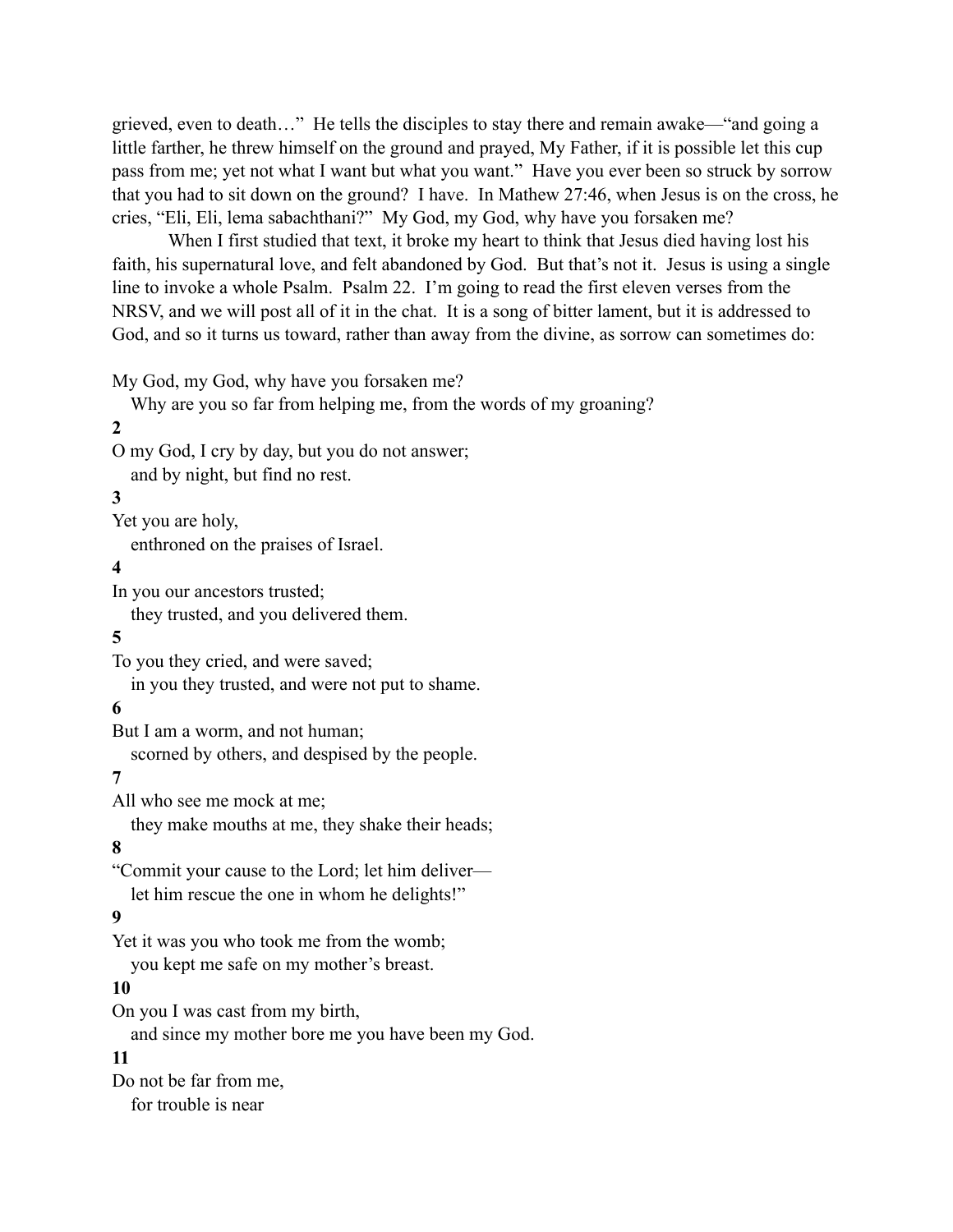grieved, even to death…" He tells the disciples to stay there and remain awake—"and going a little farther, he threw himself on the ground and prayed, My Father, if it is possible let this cup pass from me; yet not what I want but what you want." Have you ever been so struck by sorrow that you had to sit down on the ground? I have. In Mathew 27:46, when Jesus is on the cross, he cries, "Eli, Eli, lema sabachthani?" My God, my God, why have you forsaken me?

When I first studied that text, it broke my heart to think that Jesus died having lost his faith, his supernatural love, and felt abandoned by God. But that's not it. Jesus is using a single line to invoke a whole Psalm. Psalm 22. I'm going to read the first eleven verses from the NRSV, and we will post all of it in the chat. It is a song of bitter lament, but it is addressed to God, and so it turns us toward, rather than away from the divine, as sorrow can sometimes do:

My God, my God, why have you forsaken me?
Why are you so far from helping me, from the words of my groaning?

**2**

O my God, I cry by day, but you do not answer;
and by night, but find no rest.

**3**

Yet you are holy,
enthroned on the praises of Israel.

**4**

In you our ancestors trusted;
they trusted, and you delivered them.

**5**

To you they cried, and were saved;
in you they trusted, and were not put to shame.

**6**

But I am a worm, and not human;
scorned by others, and despised by the people.

**7**

All who see me mock at me;
they make mouths at me, they shake their heads;

**8**

"Commit your cause to the Lord; let him deliver—
let him rescue the one in whom he delights!"

**9**

Yet it was you who took me from the womb;
you kept me safe on my mother's breast.

**10**

On you I was cast from my birth,
and since my mother bore me you have been my God.

**11**

Do not be far from me,
for trouble is near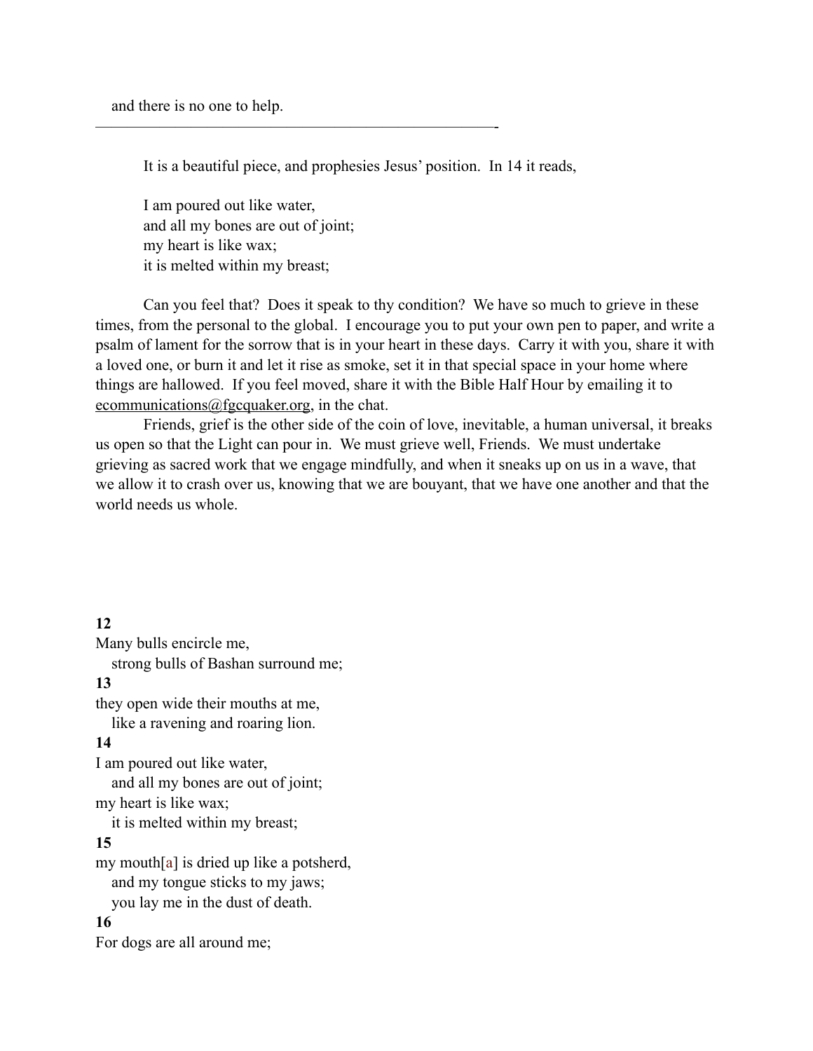and there is no one to help.

---

It is a beautiful piece, and prophesies Jesus' position. In 14 it reads,

I am poured out like water,
and all my bones are out of joint;
my heart is like wax;
it is melted within my breast;

Can you feel that? Does it speak to thy condition? We have so much to grieve in these times, from the personal to the global. I encourage you to put your own pen to paper, and write a psalm of lament for the sorrow that is in your heart in these days. Carry it with you, share it with a loved one, or burn it and let it rise as smoke, set it in that special space in your home where things are hallowed. If you feel moved, share it with the Bible Half Hour by emailing it to ecommunications@fgcquaker.org, in the chat.

Friends, grief is the other side of the coin of love, inevitable, a human universal, it breaks us open so that the Light can pour in. We must grieve well, Friends. We must undertake grieving as sacred work that we engage mindfully, and when it sneaks up on us in a wave, that we allow it to crash over us, knowing that we are bouyant, that we have one another and that the world needs us whole.

**12**
Many bulls encircle me,
strong bulls of Bashan surround me;
**13**
they open wide their mouths at me,
like a ravening and roaring lion.
**14**
I am poured out like water,
and all my bones are out of joint;
my heart is like wax;
it is melted within my breast;
**15**
my mouth[a] is dried up like a potsherd,
and my tongue sticks to my jaws;
you lay me in the dust of death.
**16**
For dogs are all around me;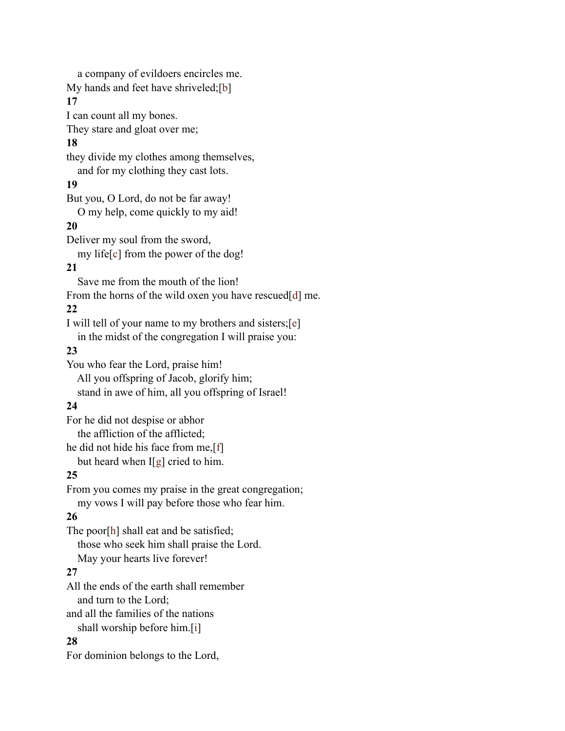a company of evildoers encircles me.
My hands and feet have shriveled;[b]

**17**

I can count all my bones.
They stare and gloat over me;

**18**

they divide my clothes among themselves,
and for my clothing they cast lots.

**19**

But you, O Lord, do not be far away!
O my help, come quickly to my aid!

**20**

Deliver my soul from the sword,
my life[c] from the power of the dog!

**21**

Save me from the mouth of the lion!
From the horns of the wild oxen you have rescued[d] me.

**22**

I will tell of your name to my brothers and sisters;[e]
in the midst of the congregation I will praise you:

**23**

You who fear the Lord, praise him!
All you offspring of Jacob, glorify him;
stand in awe of him, all you offspring of Israel!

**24**

For he did not despise or abhor
the affliction of the afflicted;
he did not hide his face from me,[f]
but heard when I[g] cried to him.

**25**

From you comes my praise in the great congregation;
my vows I will pay before those who fear him.

**26**

The poor[h] shall eat and be satisfied;
those who seek him shall praise the Lord.
May your hearts live forever!

**27**

All the ends of the earth shall remember
and turn to the Lord;
and all the families of the nations
shall worship before him.[i]

**28**

For dominion belongs to the Lord,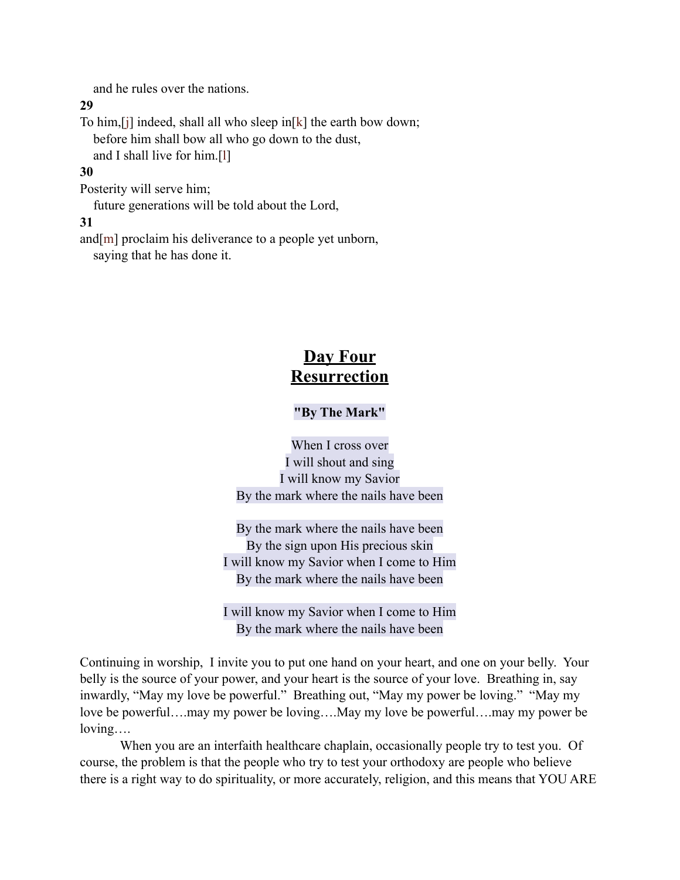and he rules over the nations.

**29**

To him,[j] indeed, shall all who sleep in[k] the earth bow down;
before him shall bow all who go down to the dust,
and I shall live for him.[l]

**30**

Posterity will serve him;
future generations will be told about the Lord,

**31**

and[m] proclaim his deliverance to a people yet unborn,
saying that he has done it.

# Day Four
# Resurrection

**"By The Mark"**

When I cross over
I will shout and sing
I will know my Savior
By the mark where the nails have been

By the mark where the nails have been
By the sign upon His precious skin
I will know my Savior when I come to Him
By the mark where the nails have been

I will know my Savior when I come to Him
By the mark where the nails have been

Continuing in worship, I invite you to put one hand on your heart, and one on your belly. Your belly is the source of your power, and your heart is the source of your love. Breathing in, say inwardly, "May my love be powerful." Breathing out, "May my power be loving." "May my love be powerful….may my power be loving….May my love be powerful….may my power be loving….

When you are an interfaith healthcare chaplain, occasionally people try to test you. Of course, the problem is that the people who try to test your orthodoxy are people who believe there is a right way to do spirituality, or more accurately, religion, and this means that YOU ARE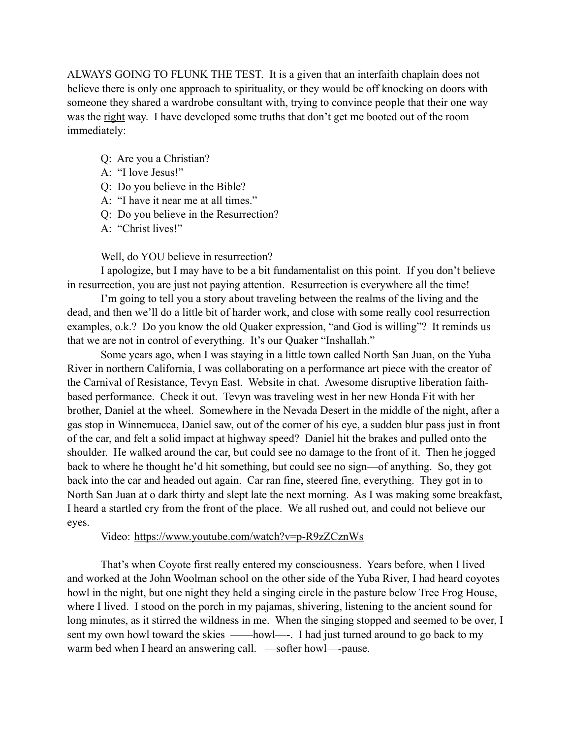ALWAYS GOING TO FLUNK THE TEST. It is a given that an interfaith chaplain does not believe there is only one approach to spirituality, or they would be off knocking on doors with someone they shared a wardrobe consultant with, trying to convince people that their one way was the <u>right</u> way. I have developed some truths that don't get me booted out of the room immediately:

> Q: Are you a Christian?
> A: "I love Jesus!"
> Q: Do you believe in the Bible?
> A: "I have it near me at all times."
> Q: Do you believe in the Resurrection?
> A: "Christ lives!"

Well, do YOU believe in resurrection?

I apologize, but I may have to be a bit fundamentalist on this point. If you don't believe in resurrection, you are just not paying attention. Resurrection is everywhere all the time!

I'm going to tell you a story about traveling between the realms of the living and the dead, and then we'll do a little bit of harder work, and close with some really cool resurrection examples, o.k.? Do you know the old Quaker expression, "and God is willing"? It reminds us that we are not in control of everything. It's our Quaker "Inshallah."

Some years ago, when I was staying in a little town called North San Juan, on the Yuba River in northern California, I was collaborating on a performance art piece with the creator of the Carnival of Resistance, Tevyn East. Website in chat. Awesome disruptive liberation faith-based performance. Check it out. Tevyn was traveling west in her new Honda Fit with her brother, Daniel at the wheel. Somewhere in the Nevada Desert in the middle of the night, after a gas stop in Winnemucca, Daniel saw, out of the corner of his eye, a sudden blur pass just in front of the car, and felt a solid impact at highway speed? Daniel hit the brakes and pulled onto the shoulder. He walked around the car, but could see no damage to the front of it. Then he jogged back to where he thought he'd hit something, but could see no sign—of anything. So, they got back into the car and headed out again. Car ran fine, steered fine, everything. They got in to North San Juan at o dark thirty and slept late the next morning. As I was making some breakfast, I heard a startled cry from the front of the place. We all rushed out, and could not believe our eyes.

Video: https://www.youtube.com/watch?v=p-R9zZCznWs

That's when Coyote first really entered my consciousness. Years before, when I lived and worked at the John Woolman school on the other side of the Yuba River, I had heard coyotes howl in the night, but one night they held a singing circle in the pasture below Tree Frog House, where I lived. I stood on the porch in my pajamas, shivering, listening to the ancient sound for long minutes, as it stirred the wildness in me. When the singing stopped and seemed to be over, I sent my own howl toward the skies ——howl—-. I had just turned around to go back to my warm bed when I heard an answering call. —softer howl—-pause.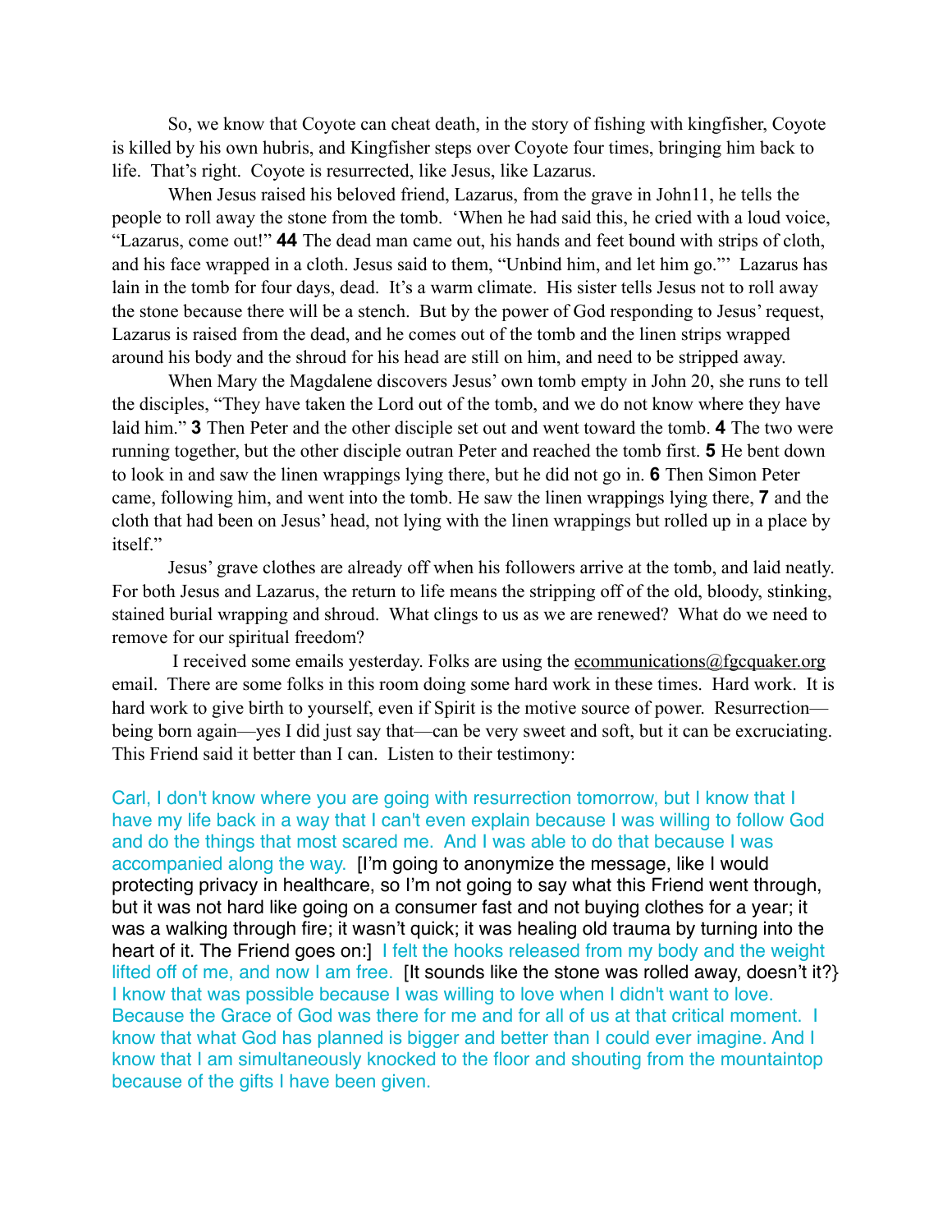So, we know that Coyote can cheat death, in the story of fishing with kingfisher, Coyote is killed by his own hubris, and Kingfisher steps over Coyote four times, bringing him back to life. That's right. Coyote is resurrected, like Jesus, like Lazarus.

When Jesus raised his beloved friend, Lazarus, from the grave in John11, he tells the people to roll away the stone from the tomb. 'When he had said this, he cried with a loud voice, "Lazarus, come out!" **44** The dead man came out, his hands and feet bound with strips of cloth, and his face wrapped in a cloth. Jesus said to them, "Unbind him, and let him go."' Lazarus has lain in the tomb for four days, dead. It's a warm climate. His sister tells Jesus not to roll away the stone because there will be a stench. But by the power of God responding to Jesus' request, Lazarus is raised from the dead, and he comes out of the tomb and the linen strips wrapped around his body and the shroud for his head are still on him, and need to be stripped away.

When Mary the Magdalene discovers Jesus' own tomb empty in John 20, she runs to tell the disciples, "They have taken the Lord out of the tomb, and we do not know where they have laid him." **3** Then Peter and the other disciple set out and went toward the tomb. **4** The two were running together, but the other disciple outran Peter and reached the tomb first. **5** He bent down to look in and saw the linen wrappings lying there, but he did not go in. **6** Then Simon Peter came, following him, and went into the tomb. He saw the linen wrappings lying there, **7** and the cloth that had been on Jesus' head, not lying with the linen wrappings but rolled up in a place by itself."

Jesus' grave clothes are already off when his followers arrive at the tomb, and laid neatly. For both Jesus and Lazarus, the return to life means the stripping off of the old, bloody, stinking, stained burial wrapping and shroud. What clings to us as we are renewed? What do we need to remove for our spiritual freedom?

I received some emails yesterday. Folks are using the ecommunications@fgcquaker.org email. There are some folks in this room doing some hard work in these times. Hard work. It is hard work to give birth to yourself, even if Spirit is the motive source of power. Resurrection—being born again—yes I did just say that—can be very sweet and soft, but it can be excruciating. This Friend said it better than I can. Listen to their testimony:

Carl, I don't know where you are going with resurrection tomorrow, but I know that I have my life back in a way that I can't even explain because I was willing to follow God and do the things that most scared me. And I was able to do that because I was accompanied along the way. [I'm going to anonymize the message, like I would protecting privacy in healthcare, so I'm not going to say what this Friend went through, but it was not hard like going on a consumer fast and not buying clothes for a year; it was a walking through fire; it wasn't quick; it was healing old trauma by turning into the heart of it. The Friend goes on:] I felt the hooks released from my body and the weight lifted off of me, and now I am free. [It sounds like the stone was rolled away, doesn't it?} I know that was possible because I was willing to love when I didn't want to love. Because the Grace of God was there for me and for all of us at that critical moment. I know that what God has planned is bigger and better than I could ever imagine. And I know that I am simultaneously knocked to the floor and shouting from the mountaintop because of the gifts I have been given.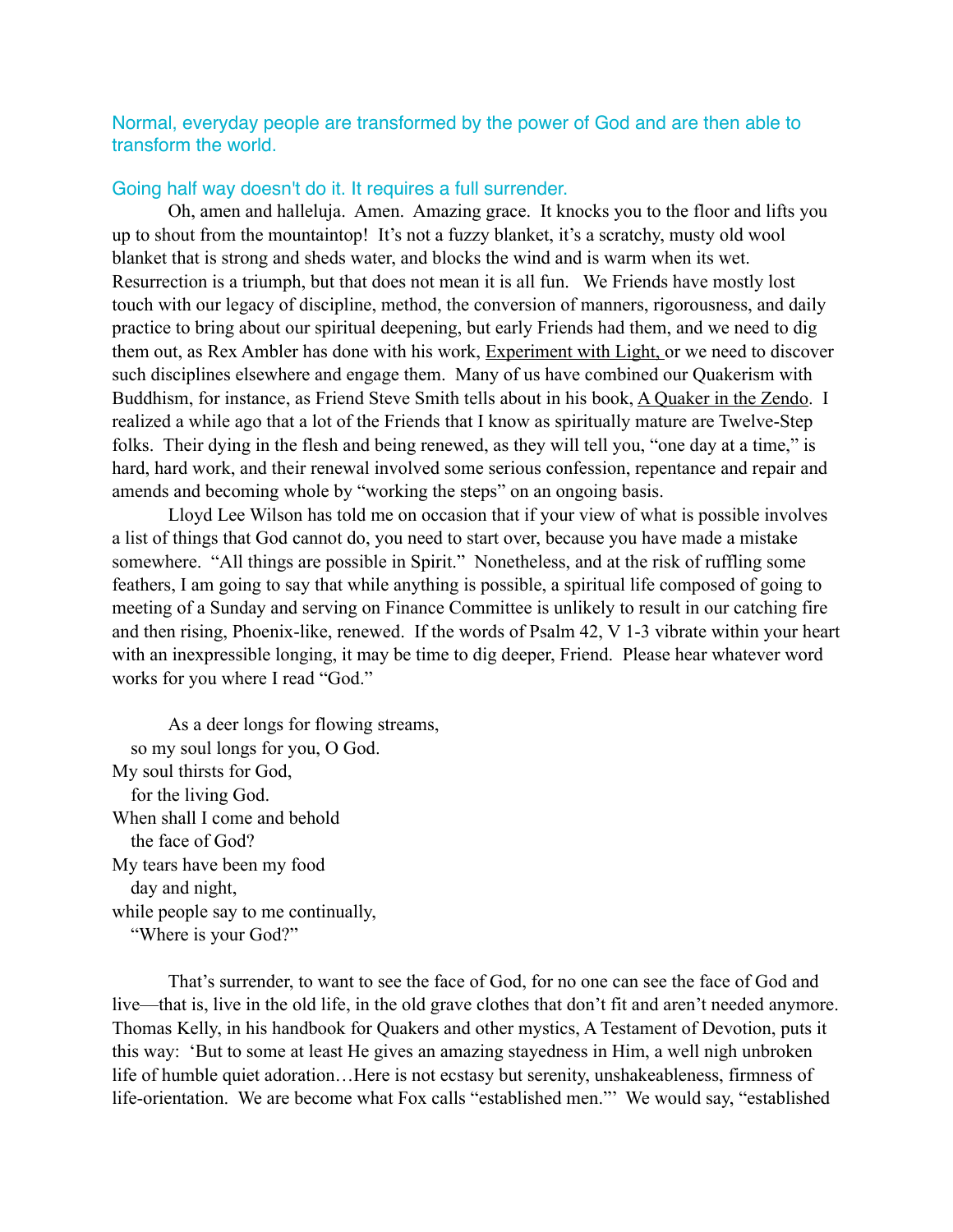## Normal, everyday people are transformed by the power of God and are then able to transform the world.

## Going half way doesn't do it. It requires a full surrender.

Oh, amen and halleluja. Amen. Amazing grace. It knocks you to the floor and lifts you up to shout from the mountaintop! It's not a fuzzy blanket, it's a scratchy, musty old wool blanket that is strong and sheds water, and blocks the wind and is warm when its wet. Resurrection is a triumph, but that does not mean it is all fun. We Friends have mostly lost touch with our legacy of discipline, method, the conversion of manners, rigorousness, and daily practice to bring about our spiritual deepening, but early Friends had them, and we need to dig them out, as Rex Ambler has done with his work, Experiment with Light, or we need to discover such disciplines elsewhere and engage them. Many of us have combined our Quakerism with Buddhism, for instance, as Friend Steve Smith tells about in his book, A Quaker in the Zendo. I realized a while ago that a lot of the Friends that I know as spiritually mature are Twelve-Step folks. Their dying in the flesh and being renewed, as they will tell you, "one day at a time," is hard, hard work, and their renewal involved some serious confession, repentance and repair and amends and becoming whole by "working the steps" on an ongoing basis.

Lloyd Lee Wilson has told me on occasion that if your view of what is possible involves a list of things that God cannot do, you need to start over, because you have made a mistake somewhere. "All things are possible in Spirit." Nonetheless, and at the risk of ruffling some feathers, I am going to say that while anything is possible, a spiritual life composed of going to meeting of a Sunday and serving on Finance Committee is unlikely to result in our catching fire and then rising, Phoenix-like, renewed. If the words of Psalm 42, V 1-3 vibrate within your heart with an inexpressible longing, it may be time to dig deeper, Friend. Please hear whatever word works for you where I read "God."

> As a deer longs for flowing streams,
> so my soul longs for you, O God.
> My soul thirsts for God,
> for the living God.
> When shall I come and behold
> the face of God?
> My tears have been my food
> day and night,
> while people say to me continually,
> "Where is your God?"

That's surrender, to want to see the face of God, for no one can see the face of God and live—that is, live in the old life, in the old grave clothes that don't fit and aren't needed anymore. Thomas Kelly, in his handbook for Quakers and other mystics, A Testament of Devotion, puts it this way: 'But to some at least He gives an amazing stayedness in Him, a well nigh unbroken life of humble quiet adoration…Here is not ecstasy but serenity, unshakeableness, firmness of life-orientation. We are become what Fox calls "established men."' We would say, "established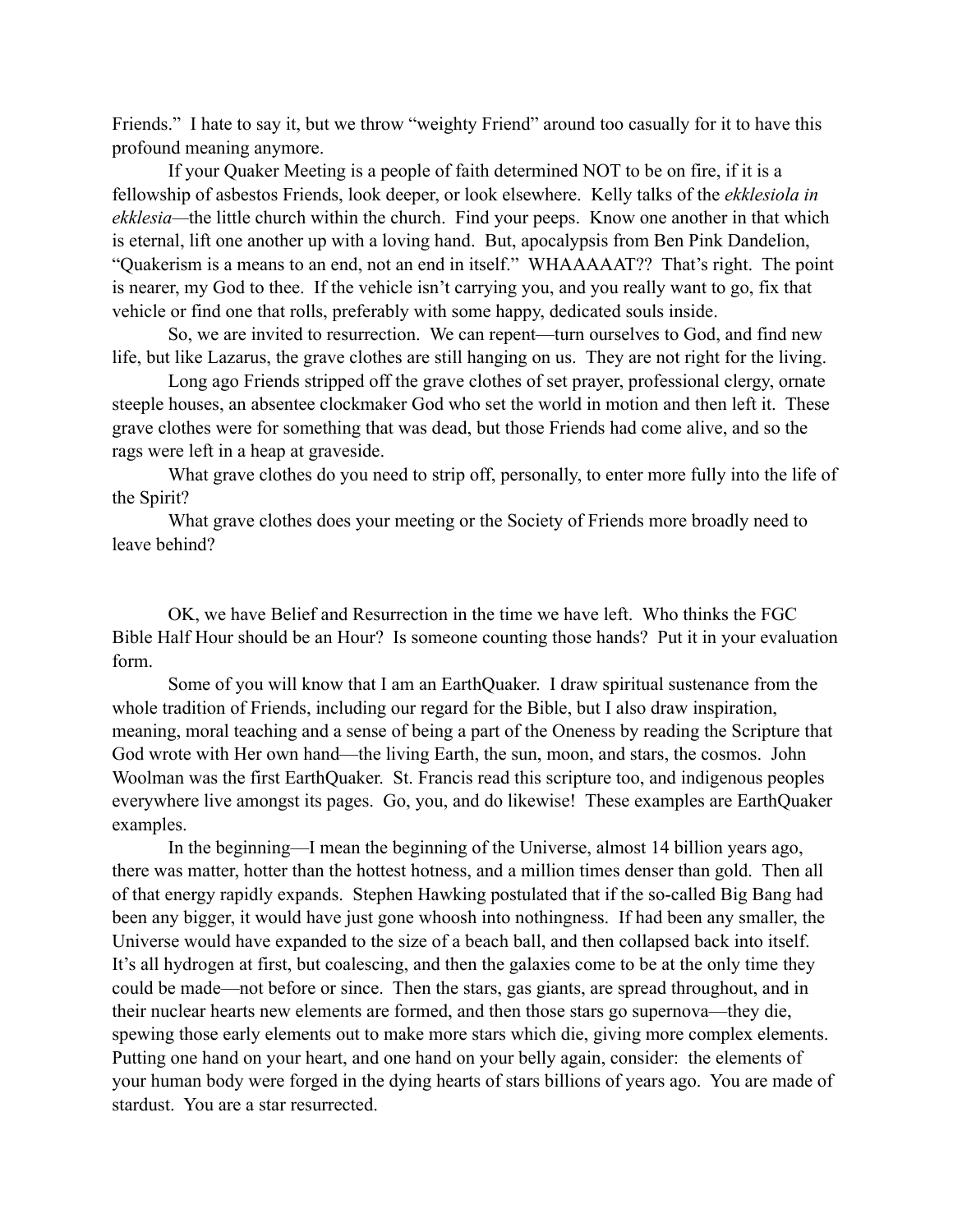Friends." I hate to say it, but we throw "weighty Friend" around too casually for it to have this profound meaning anymore.

If your Quaker Meeting is a people of faith determined NOT to be on fire, if it is a fellowship of asbestos Friends, look deeper, or look elsewhere. Kelly talks of the *ekklesiola in ekklesia*—the little church within the church. Find your peeps. Know one another in that which is eternal, lift one another up with a loving hand. But, apocalypsis from Ben Pink Dandelion, "Quakerism is a means to an end, not an end in itself." WHAAAAAT?? That's right. The point is nearer, my God to thee. If the vehicle isn't carrying you, and you really want to go, fix that vehicle or find one that rolls, preferably with some happy, dedicated souls inside.

So, we are invited to resurrection. We can repent—turn ourselves to God, and find new life, but like Lazarus, the grave clothes are still hanging on us. They are not right for the living.

Long ago Friends stripped off the grave clothes of set prayer, professional clergy, ornate steeple houses, an absentee clockmaker God who set the world in motion and then left it. These grave clothes were for something that was dead, but those Friends had come alive, and so the rags were left in a heap at graveside.

What grave clothes do you need to strip off, personally, to enter more fully into the life of the Spirit?

What grave clothes does your meeting or the Society of Friends more broadly need to leave behind?

OK, we have Belief and Resurrection in the time we have left. Who thinks the FGC Bible Half Hour should be an Hour? Is someone counting those hands? Put it in your evaluation form.

Some of you will know that I am an EarthQuaker. I draw spiritual sustenance from the whole tradition of Friends, including our regard for the Bible, but I also draw inspiration, meaning, moral teaching and a sense of being a part of the Oneness by reading the Scripture that God wrote with Her own hand—the living Earth, the sun, moon, and stars, the cosmos. John Woolman was the first EarthQuaker. St. Francis read this scripture too, and indigenous peoples everywhere live amongst its pages. Go, you, and do likewise! These examples are EarthQuaker examples.

In the beginning—I mean the beginning of the Universe, almost 14 billion years ago, there was matter, hotter than the hottest hotness, and a million times denser than gold. Then all of that energy rapidly expands. Stephen Hawking postulated that if the so-called Big Bang had been any bigger, it would have just gone whoosh into nothingness. If had been any smaller, the Universe would have expanded to the size of a beach ball, and then collapsed back into itself. It's all hydrogen at first, but coalescing, and then the galaxies come to be at the only time they could be made—not before or since. Then the stars, gas giants, are spread throughout, and in their nuclear hearts new elements are formed, and then those stars go supernova—they die, spewing those early elements out to make more stars which die, giving more complex elements. Putting one hand on your heart, and one hand on your belly again, consider: the elements of your human body were forged in the dying hearts of stars billions of years ago. You are made of stardust. You are a star resurrected.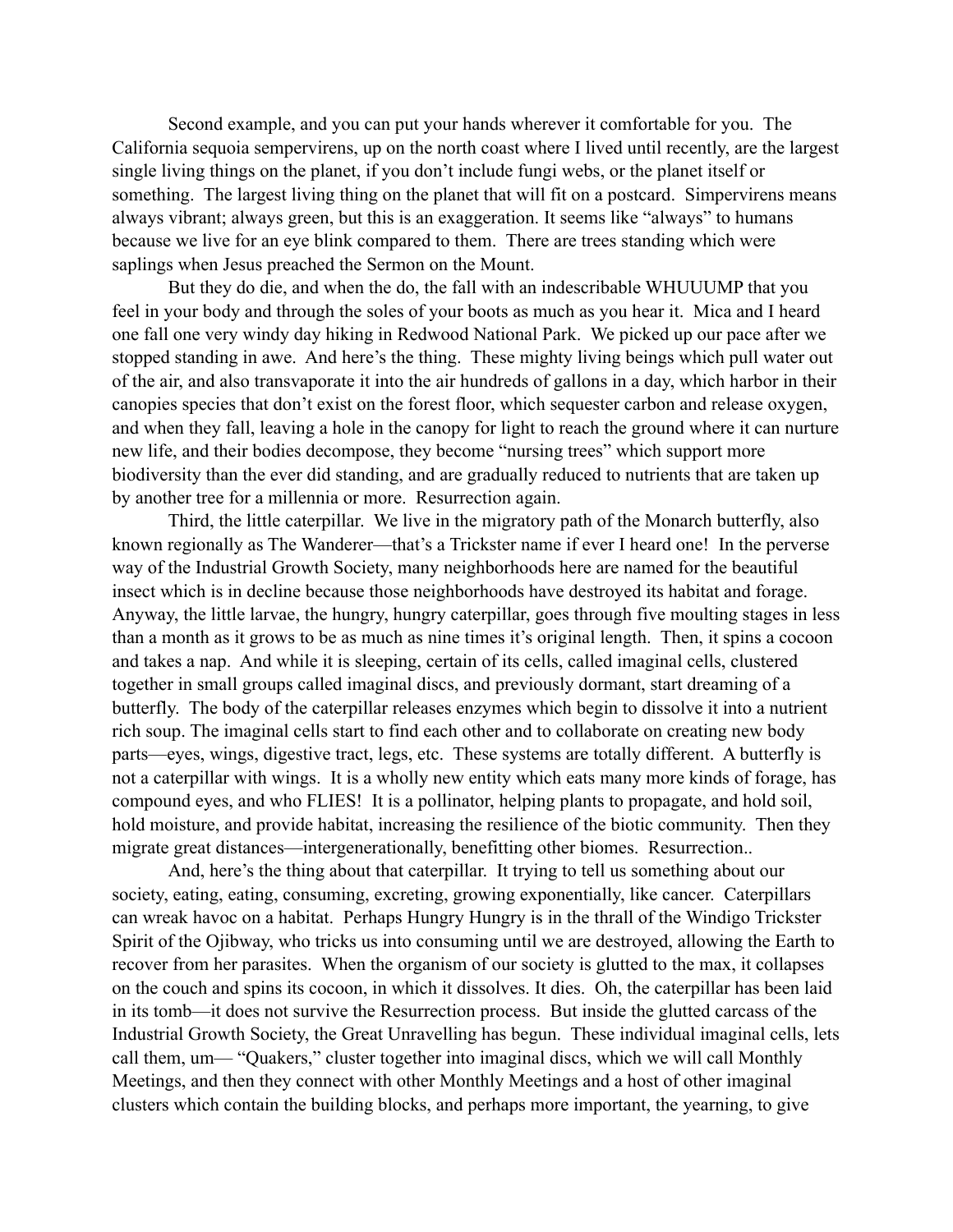Second example, and you can put your hands wherever it comfortable for you. The California sequoia sempervirens, up on the north coast where I lived until recently, are the largest single living things on the planet, if you don't include fungi webs, or the planet itself or something. The largest living thing on the planet that will fit on a postcard. Simpervirens means always vibrant; always green, but this is an exaggeration. It seems like "always" to humans because we live for an eye blink compared to them. There are trees standing which were saplings when Jesus preached the Sermon on the Mount.

But they do die, and when the do, the fall with an indescribable WHUUUMP that you feel in your body and through the soles of your boots as much as you hear it. Mica and I heard one fall one very windy day hiking in Redwood National Park. We picked up our pace after we stopped standing in awe. And here's the thing. These mighty living beings which pull water out of the air, and also transvaporate it into the air hundreds of gallons in a day, which harbor in their canopies species that don't exist on the forest floor, which sequester carbon and release oxygen, and when they fall, leaving a hole in the canopy for light to reach the ground where it can nurture new life, and their bodies decompose, they become "nursing trees" which support more biodiversity than the ever did standing, and are gradually reduced to nutrients that are taken up by another tree for a millennia or more. Resurrection again.

Third, the little caterpillar. We live in the migratory path of the Monarch butterfly, also known regionally as The Wanderer—that's a Trickster name if ever I heard one! In the perverse way of the Industrial Growth Society, many neighborhoods here are named for the beautiful insect which is in decline because those neighborhoods have destroyed its habitat and forage. Anyway, the little larvae, the hungry, hungry caterpillar, goes through five moulting stages in less than a month as it grows to be as much as nine times it's original length. Then, it spins a cocoon and takes a nap. And while it is sleeping, certain of its cells, called imaginal cells, clustered together in small groups called imaginal discs, and previously dormant, start dreaming of a butterfly. The body of the caterpillar releases enzymes which begin to dissolve it into a nutrient rich soup. The imaginal cells start to find each other and to collaborate on creating new body parts—eyes, wings, digestive tract, legs, etc. These systems are totally different. A butterfly is not a caterpillar with wings. It is a wholly new entity which eats many more kinds of forage, has compound eyes, and who FLIES! It is a pollinator, helping plants to propagate, and hold soil, hold moisture, and provide habitat, increasing the resilience of the biotic community. Then they migrate great distances—intergenerationally, benefitting other biomes. Resurrection..

And, here's the thing about that caterpillar. It trying to tell us something about our society, eating, eating, consuming, excreting, growing exponentially, like cancer. Caterpillars can wreak havoc on a habitat. Perhaps Hungry Hungry is in the thrall of the Windigo Trickster Spirit of the Ojibway, who tricks us into consuming until we are destroyed, allowing the Earth to recover from her parasites. When the organism of our society is glutted to the max, it collapses on the couch and spins its cocoon, in which it dissolves. It dies. Oh, the caterpillar has been laid in its tomb—it does not survive the Resurrection process. But inside the glutted carcass of the Industrial Growth Society, the Great Unravelling has begun. These individual imaginal cells, lets call them, um— "Quakers," cluster together into imaginal discs, which we will call Monthly Meetings, and then they connect with other Monthly Meetings and a host of other imaginal clusters which contain the building blocks, and perhaps more important, the yearning, to give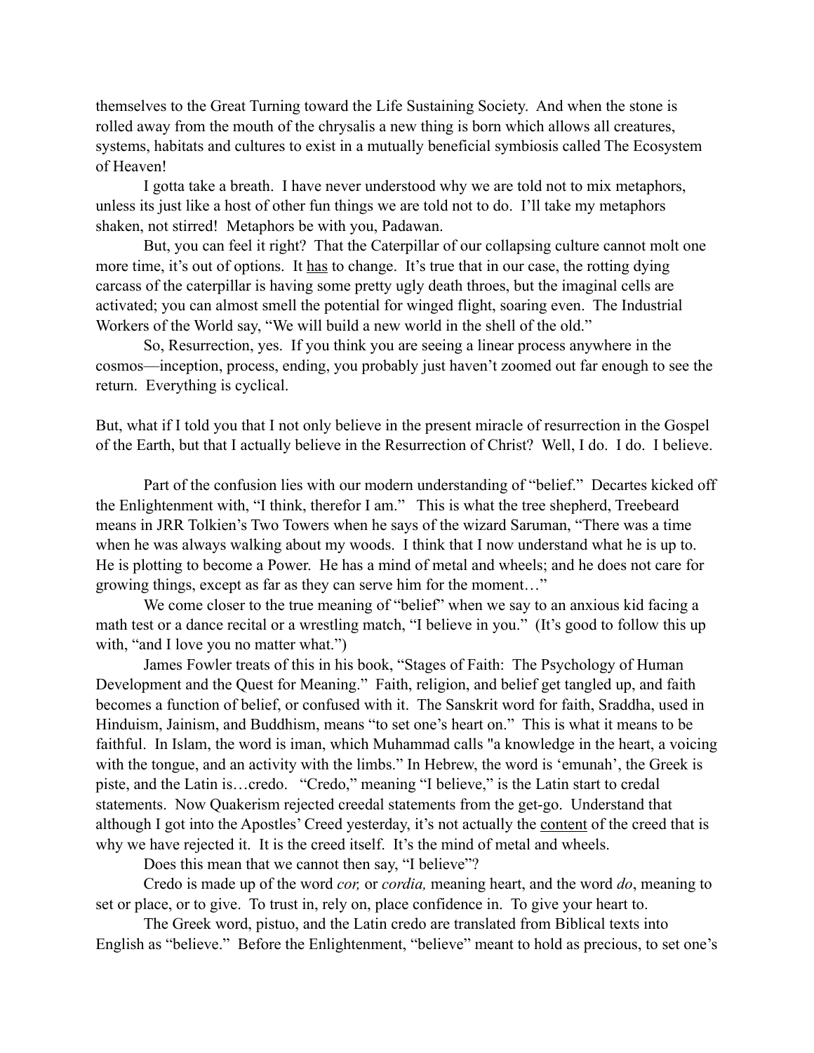themselves to the Great Turning toward the Life Sustaining Society. And when the stone is rolled away from the mouth of the chrysalis a new thing is born which allows all creatures, systems, habitats and cultures to exist in a mutually beneficial symbiosis called The Ecosystem of Heaven!

I gotta take a breath. I have never understood why we are told not to mix metaphors, unless its just like a host of other fun things we are told not to do. I'll take my metaphors shaken, not stirred! Metaphors be with you, Padawan.

But, you can feel it right? That the Caterpillar of our collapsing culture cannot molt one more time, it's out of options. It <u>has</u> to change. It's true that in our case, the rotting dying carcass of the caterpillar is having some pretty ugly death throes, but the imaginal cells are activated; you can almost smell the potential for winged flight, soaring even. The Industrial Workers of the World say, "We will build a new world in the shell of the old."

So, Resurrection, yes. If you think you are seeing a linear process anywhere in the cosmos—inception, process, ending, you probably just haven't zoomed out far enough to see the return. Everything is cyclical.

But, what if I told you that I not only believe in the present miracle of resurrection in the Gospel of the Earth, but that I actually believe in the Resurrection of Christ? Well, I do. I do. I believe.

Part of the confusion lies with our modern understanding of "belief." Decartes kicked off the Enlightenment with, "I think, therefor I am." This is what the tree shepherd, Treebeard means in JRR Tolkien's Two Towers when he says of the wizard Saruman, "There was a time when he was always walking about my woods. I think that I now understand what he is up to. He is plotting to become a Power. He has a mind of metal and wheels; and he does not care for growing things, except as far as they can serve him for the moment…"

We come closer to the true meaning of "belief" when we say to an anxious kid facing a math test or a dance recital or a wrestling match, "I believe in you." (It's good to follow this up with, "and I love you no matter what.")

James Fowler treats of this in his book, "Stages of Faith: The Psychology of Human Development and the Quest for Meaning." Faith, religion, and belief get tangled up, and faith becomes a function of belief, or confused with it. The Sanskrit word for faith, Sraddha, used in Hinduism, Jainism, and Buddhism, means "to set one's heart on." This is what it means to be faithful. In Islam, the word is iman, which Muhammad calls "a knowledge in the heart, a voicing with the tongue, and an activity with the limbs." In Hebrew, the word is 'emunah', the Greek is piste, and the Latin is…credo. "Credo," meaning "I believe," is the Latin start to credal statements. Now Quakerism rejected creedal statements from the get-go. Understand that although I got into the Apostles' Creed yesterday, it's not actually the <u>content</u> of the creed that is why we have rejected it. It is the creed itself. It's the mind of metal and wheels.

Does this mean that we cannot then say, "I believe"?

Credo is made up of the word *cor,* or *cordia,* meaning heart, and the word *do*, meaning to set or place, or to give. To trust in, rely on, place confidence in. To give your heart to.

The Greek word, pistuo, and the Latin credo are translated from Biblical texts into English as "believe." Before the Enlightenment, "believe" meant to hold as precious, to set one's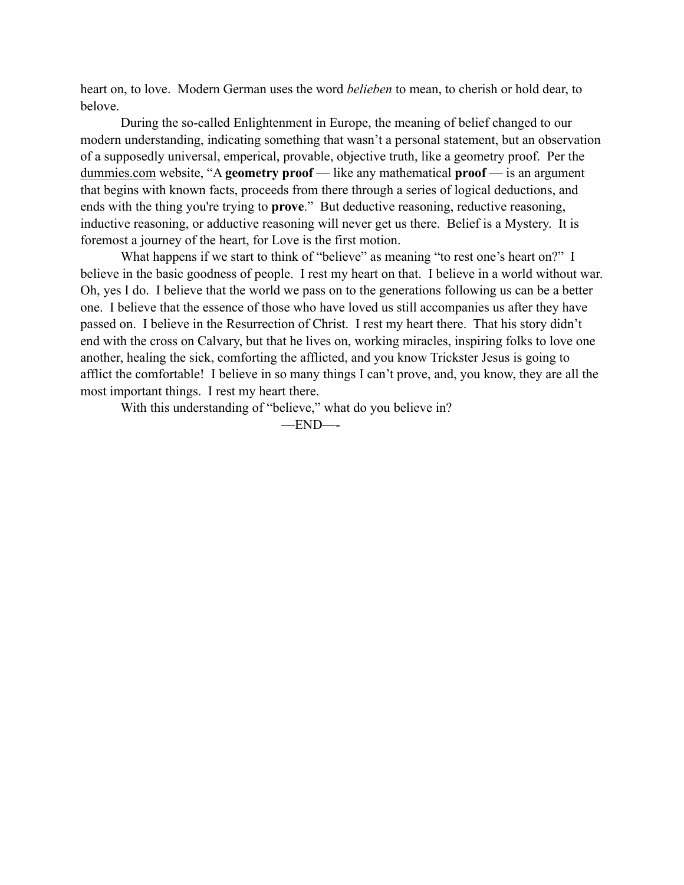heart on, to love. Modern German uses the word *belieben* to mean, to cherish or hold dear, to belove.

During the so-called Enlightenment in Europe, the meaning of belief changed to our modern understanding, indicating something that wasn't a personal statement, but an observation of a supposedly universal, emperical, provable, objective truth, like a geometry proof. Per the dummies.com website, "A **geometry proof** — like any mathematical **proof** — is an argument that begins with known facts, proceeds from there through a series of logical deductions, and ends with the thing you're trying to **prove**." But deductive reasoning, reductive reasoning, inductive reasoning, or adductive reasoning will never get us there. Belief is a Mystery. It is foremost a journey of the heart, for Love is the first motion.

What happens if we start to think of "believe" as meaning "to rest one's heart on?" I believe in the basic goodness of people. I rest my heart on that. I believe in a world without war. Oh, yes I do. I believe that the world we pass on to the generations following us can be a better one. I believe that the essence of those who have loved us still accompanies us after they have passed on. I believe in the Resurrection of Christ. I rest my heart there. That his story didn't end with the cross on Calvary, but that he lives on, working miracles, inspiring folks to love one another, healing the sick, comforting the afflicted, and you know Trickster Jesus is going to afflict the comfortable! I believe in so many things I can't prove, and, you know, they are all the most important things. I rest my heart there.

With this understanding of "believe," what do you believe in?

—END—-